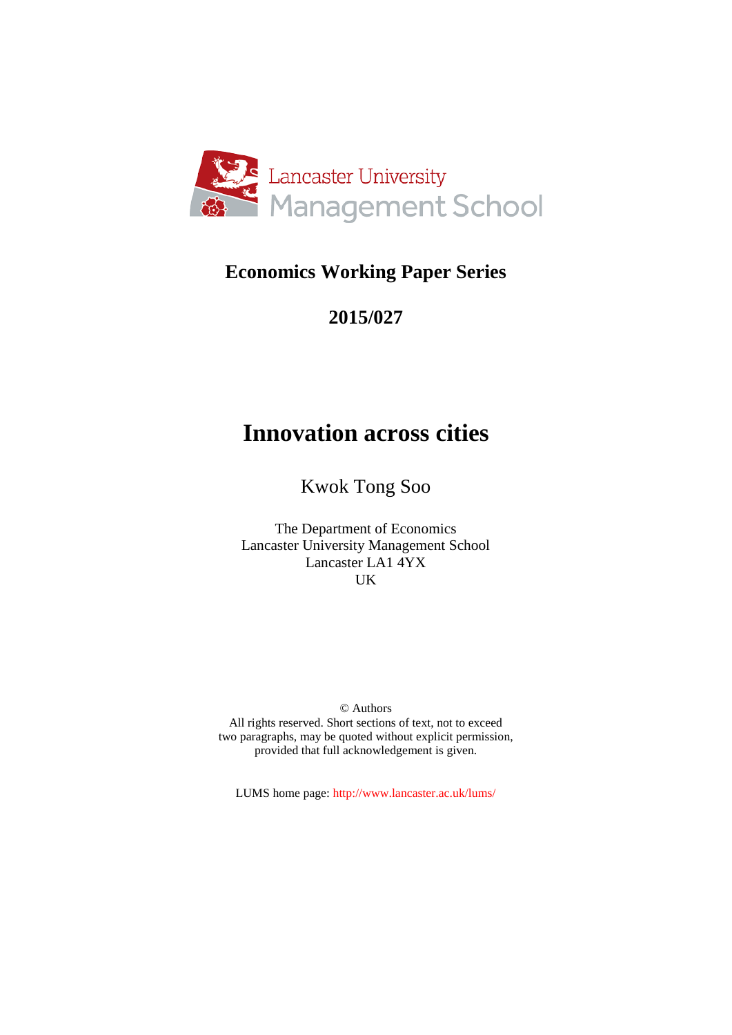Lancaster University Management School

**Economics Working Paper Series**

**2015/027**

# Innovation across cities

Kwok Tong Soo

The Department of Economics
Lancaster University Management School
Lancaster LA1 4YX
UK

© Authors
All rights reserved. Short sections of text, not to exceed two paragraphs, may be quoted without explicit permission, provided that full acknowledgement is given.

LUMS home page: http://www.lancaster.ac.uk/lums/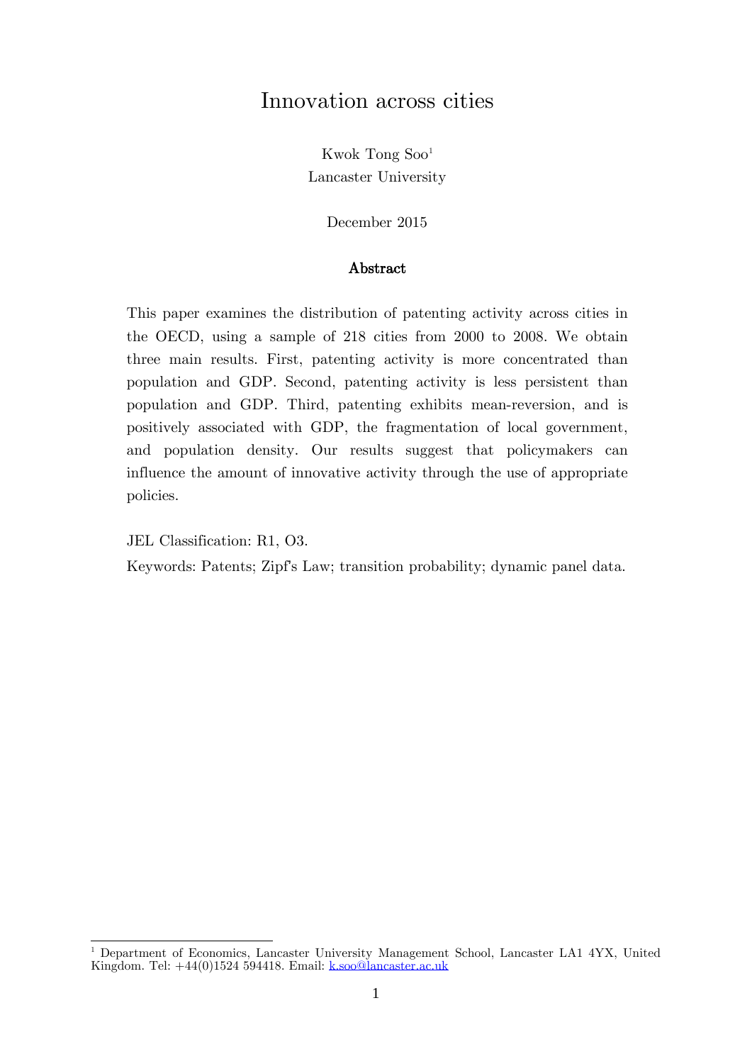# Innovation across cities

Kwok Tong Soo[1]
Lancaster University

December 2015

## Abstract

This paper examines the distribution of patenting activity across cities in the OECD, using a sample of 218 cities from 2000 to 2008. We obtain three main results. First, patenting activity is more concentrated than population and GDP. Second, patenting activity is less persistent than population and GDP. Third, patenting exhibits mean-reversion, and is positively associated with GDP, the fragmentation of local government, and population density. Our results suggest that policymakers can influence the amount of innovative activity through the use of appropriate policies.

JEL Classification: R1, O3.

Keywords: Patents; Zipf's Law; transition probability; dynamic panel data.

[1] Department of Economics, Lancaster University Management School, Lancaster LA1 4YX, United Kingdom. Tel: +44(0)1524 594418. Email: k.soo@lancaster.ac.uk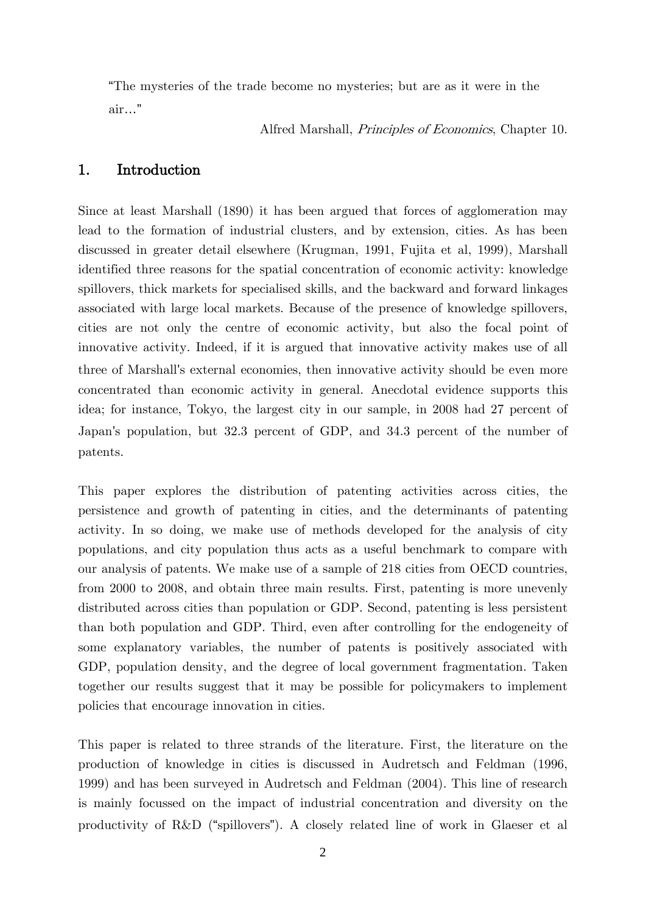"The mysteries of the trade become no mysteries; but are as it were in the air…"

Alfred Marshall, *Principles of Economics*, Chapter 10.

## 1. Introduction

Since at least Marshall (1890) it has been argued that forces of agglomeration may lead to the formation of industrial clusters, and by extension, cities. As has been discussed in greater detail elsewhere (Krugman, 1991, Fujita et al, 1999), Marshall identified three reasons for the spatial concentration of economic activity: knowledge spillovers, thick markets for specialised skills, and the backward and forward linkages associated with large local markets. Because of the presence of knowledge spillovers, cities are not only the centre of economic activity, but also the focal point of innovative activity. Indeed, if it is argued that innovative activity makes use of all three of Marshall's external economies, then innovative activity should be even more concentrated than economic activity in general. Anecdotal evidence supports this idea; for instance, Tokyo, the largest city in our sample, in 2008 had 27 percent of Japan's population, but 32.3 percent of GDP, and 34.3 percent of the number of patents.

This paper explores the distribution of patenting activities across cities, the persistence and growth of patenting in cities, and the determinants of patenting activity. In so doing, we make use of methods developed for the analysis of city populations, and city population thus acts as a useful benchmark to compare with our analysis of patents. We make use of a sample of 218 cities from OECD countries, from 2000 to 2008, and obtain three main results. First, patenting is more unevenly distributed across cities than population or GDP. Second, patenting is less persistent than both population and GDP. Third, even after controlling for the endogeneity of some explanatory variables, the number of patents is positively associated with GDP, population density, and the degree of local government fragmentation. Taken together our results suggest that it may be possible for policymakers to implement policies that encourage innovation in cities.

This paper is related to three strands of the literature. First, the literature on the production of knowledge in cities is discussed in Audretsch and Feldman (1996, 1999) and has been surveyed in Audretsch and Feldman (2004). This line of research is mainly focussed on the impact of industrial concentration and diversity on the productivity of R&D ("spillovers"). A closely related line of work in Glaeser et al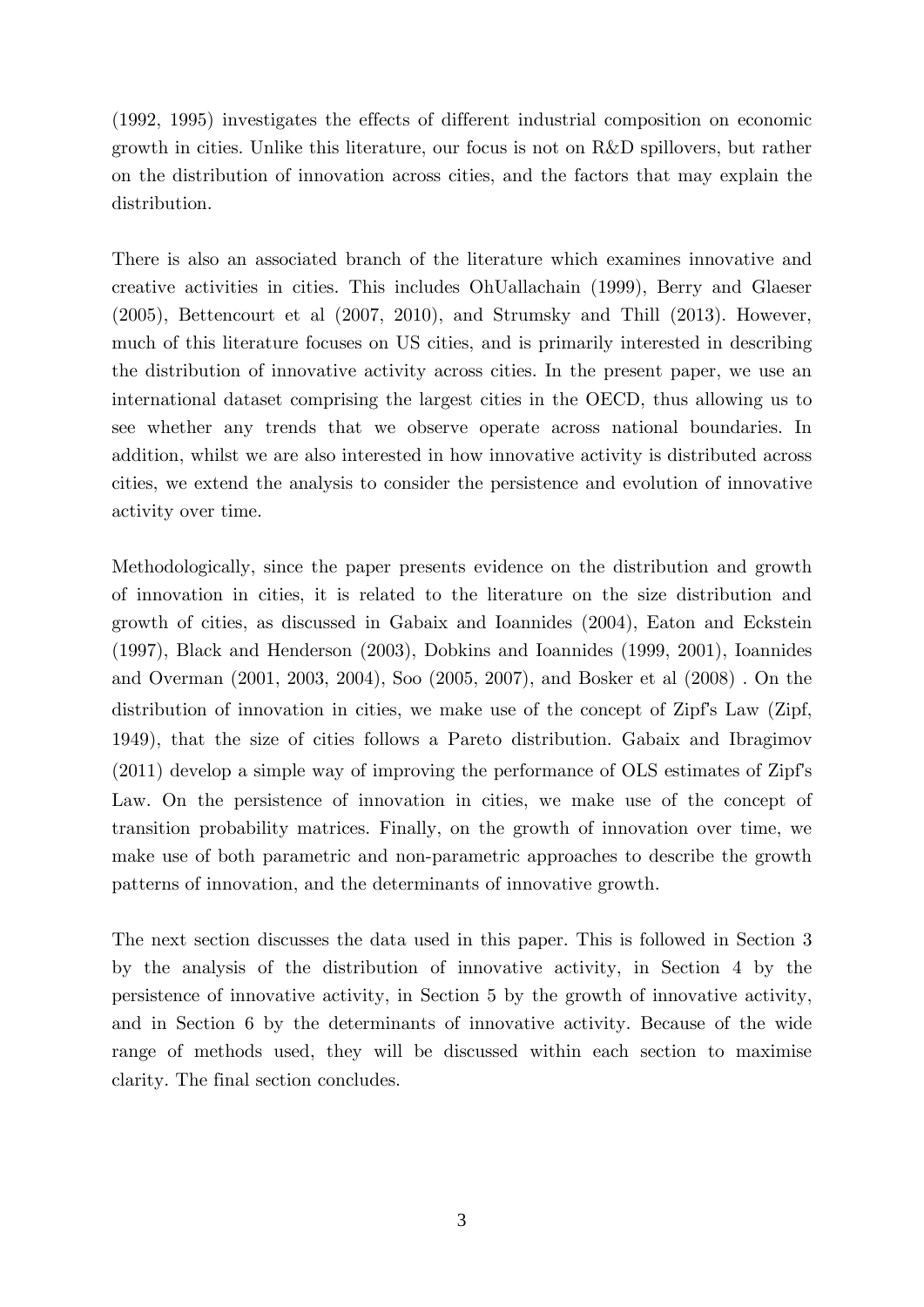(1992, 1995) investigates the effects of different industrial composition on economic growth in cities. Unlike this literature, our focus is not on R&D spillovers, but rather on the distribution of innovation across cities, and the factors that may explain the distribution.

There is also an associated branch of the literature which examines innovative and creative activities in cities. This includes OhUallachain (1999), Berry and Glaeser (2005), Bettencourt et al (2007, 2010), and Strumsky and Thill (2013). However, much of this literature focuses on US cities, and is primarily interested in describing the distribution of innovative activity across cities. In the present paper, we use an international dataset comprising the largest cities in the OECD, thus allowing us to see whether any trends that we observe operate across national boundaries. In addition, whilst we are also interested in how innovative activity is distributed across cities, we extend the analysis to consider the persistence and evolution of innovative activity over time.

Methodologically, since the paper presents evidence on the distribution and growth of innovation in cities, it is related to the literature on the size distribution and growth of cities, as discussed in Gabaix and Ioannides (2004), Eaton and Eckstein (1997), Black and Henderson (2003), Dobkins and Ioannides (1999, 2001), Ioannides and Overman (2001, 2003, 2004), Soo (2005, 2007), and Bosker et al (2008) . On the distribution of innovation in cities, we make use of the concept of Zipf's Law (Zipf, 1949), that the size of cities follows a Pareto distribution. Gabaix and Ibragimov (2011) develop a simple way of improving the performance of OLS estimates of Zipf's Law. On the persistence of innovation in cities, we make use of the concept of transition probability matrices. Finally, on the growth of innovation over time, we make use of both parametric and non-parametric approaches to describe the growth patterns of innovation, and the determinants of innovative growth.

The next section discusses the data used in this paper. This is followed in Section 3 by the analysis of the distribution of innovative activity, in Section 4 by the persistence of innovative activity, in Section 5 by the growth of innovative activity, and in Section 6 by the determinants of innovative activity. Because of the wide range of methods used, they will be discussed within each section to maximise clarity. The final section concludes.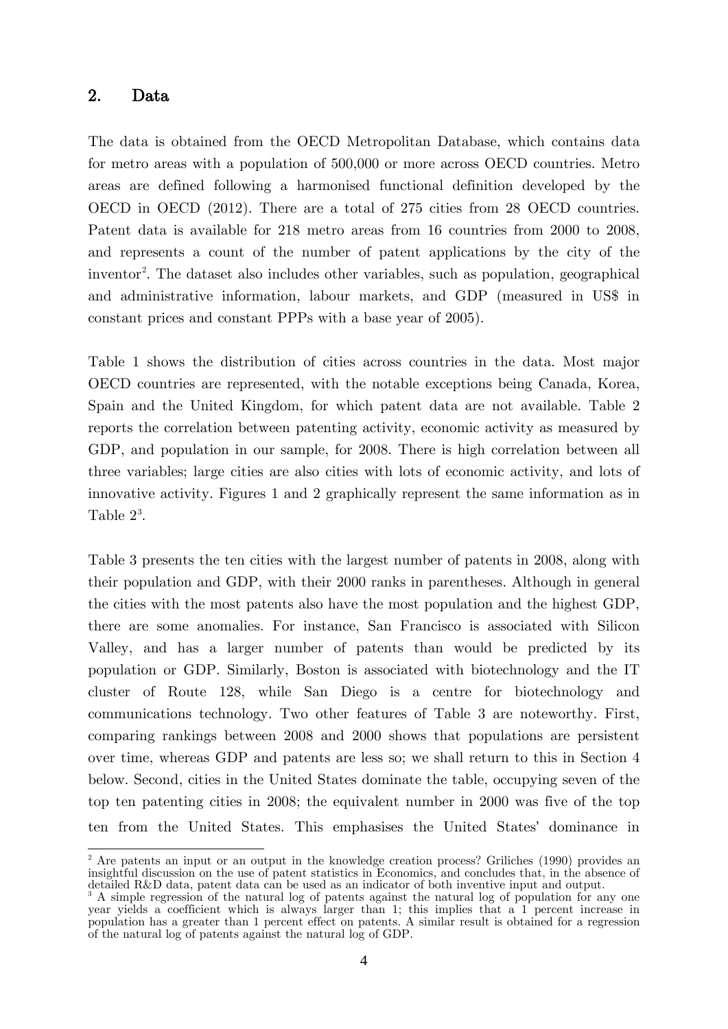## 2. Data

The data is obtained from the OECD Metropolitan Database, which contains data for metro areas with a population of 500,000 or more across OECD countries. Metro areas are defined following a harmonised functional definition developed by the OECD in OECD (2012). There are a total of 275 cities from 28 OECD countries. Patent data is available for 218 metro areas from 16 countries from 2000 to 2008, and represents a count of the number of patent applications by the city of the inventor[2]. The dataset also includes other variables, such as population, geographical and administrative information, labour markets, and GDP (measured in US$ in constant prices and constant PPPs with a base year of 2005).

Table 1 shows the distribution of cities across countries in the data. Most major OECD countries are represented, with the notable exceptions being Canada, Korea, Spain and the United Kingdom, for which patent data are not available. Table 2 reports the correlation between patenting activity, economic activity as measured by GDP, and population in our sample, for 2008. There is high correlation between all three variables; large cities are also cities with lots of economic activity, and lots of innovative activity. Figures 1 and 2 graphically represent the same information as in Table 2[3].

Table 3 presents the ten cities with the largest number of patents in 2008, along with their population and GDP, with their 2000 ranks in parentheses. Although in general the cities with the most patents also have the most population and the highest GDP, there are some anomalies. For instance, San Francisco is associated with Silicon Valley, and has a larger number of patents than would be predicted by its population or GDP. Similarly, Boston is associated with biotechnology and the IT cluster of Route 128, while San Diego is a centre for biotechnology and communications technology. Two other features of Table 3 are noteworthy. First, comparing rankings between 2008 and 2000 shows that populations are persistent over time, whereas GDP and patents are less so; we shall return to this in Section 4 below. Second, cities in the United States dominate the table, occupying seven of the top ten patenting cities in 2008; the equivalent number in 2000 was five of the top ten from the United States. This emphasises the United States' dominance in

[2] Are patents an input or an output in the knowledge creation process? Griliches (1990) provides an insightful discussion on the use of patent statistics in Economics, and concludes that, in the absence of detailed R&D data, patent data can be used as an indicator of both inventive input and output.

[3] A simple regression of the natural log of patents against the natural log of population for any one year yields a coefficient which is always larger than 1; this implies that a 1 percent increase in population has a greater than 1 percent effect on patents. A similar result is obtained for a regression of the natural log of patents against the natural log of GDP.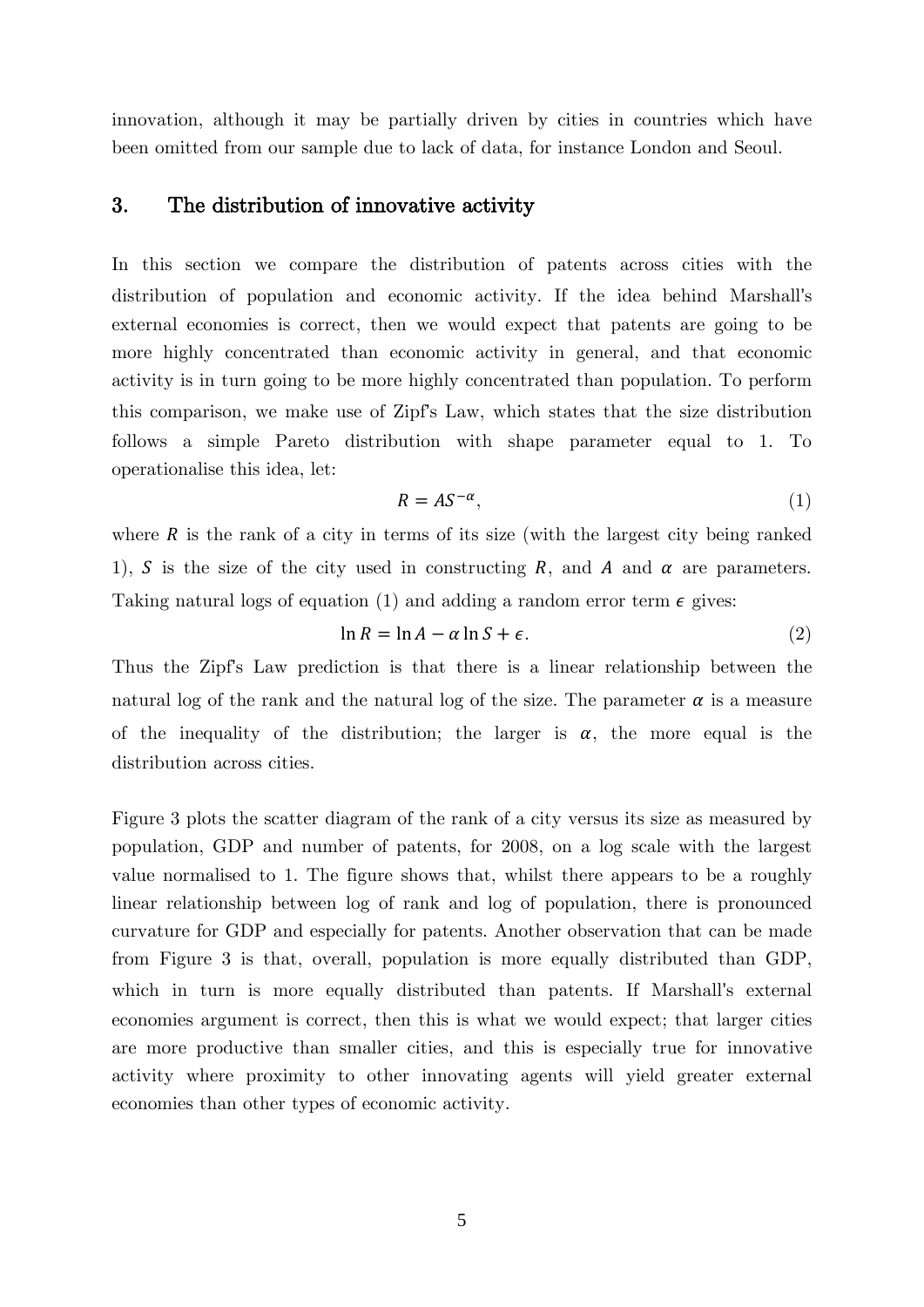innovation, although it may be partially driven by cities in countries which have been omitted from our sample due to lack of data, for instance London and Seoul.

## 3. The distribution of innovative activity

In this section we compare the distribution of patents across cities with the distribution of population and economic activity. If the idea behind Marshall's external economies is correct, then we would expect that patents are going to be more highly concentrated than economic activity in general, and that economic activity is in turn going to be more highly concentrated than population. To perform this comparison, we make use of Zipf's Law, which states that the size distribution follows a simple Pareto distribution with shape parameter equal to 1. To operationalise this idea, let:

$$R = AS^{-\alpha}, \tag{1}$$

where $R$ is the rank of a city in terms of its size (with the largest city being ranked 1), $S$ is the size of the city used in constructing $R$, and $A$ and $\alpha$ are parameters. Taking natural logs of equation (1) and adding a random error term $\epsilon$ gives:

$$\ln R = \ln A - \alpha \ln S + \epsilon. \tag{2}$$

Thus the Zipf's Law prediction is that there is a linear relationship between the natural log of the rank and the natural log of the size. The parameter $\alpha$ is a measure of the inequality of the distribution; the larger is $\alpha$, the more equal is the distribution across cities.

Figure 3 plots the scatter diagram of the rank of a city versus its size as measured by population, GDP and number of patents, for 2008, on a log scale with the largest value normalised to 1. The figure shows that, whilst there appears to be a roughly linear relationship between log of rank and log of population, there is pronounced curvature for GDP and especially for patents. Another observation that can be made from Figure 3 is that, overall, population is more equally distributed than GDP, which in turn is more equally distributed than patents. If Marshall's external economies argument is correct, then this is what we would expect; that larger cities are more productive than smaller cities, and this is especially true for innovative activity where proximity to other innovating agents will yield greater external economies than other types of economic activity.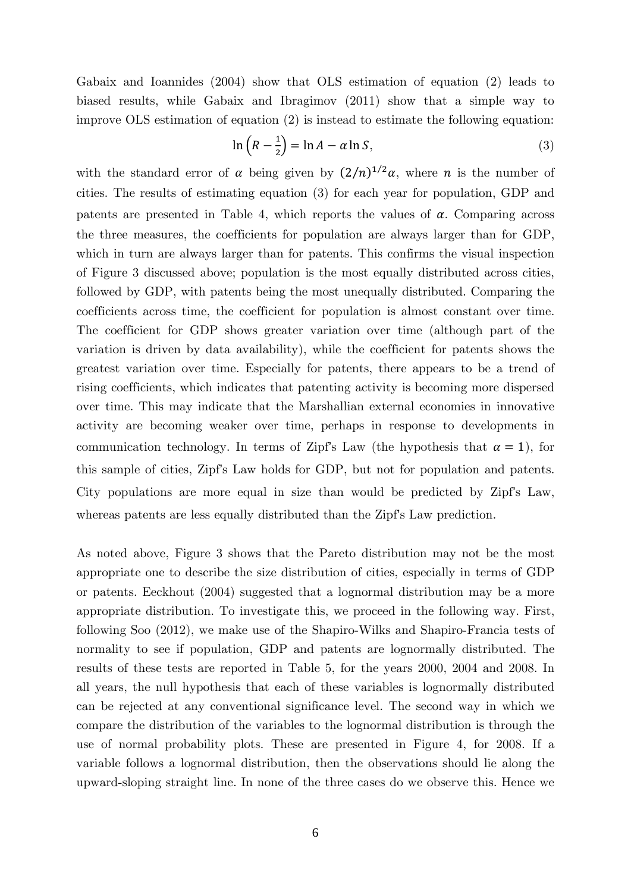Gabaix and Ioannides (2004) show that OLS estimation of equation (2) leads to biased results, while Gabaix and Ibragimov (2011) show that a simple way to improve OLS estimation of equation (2) is instead to estimate the following equation:

$$\ln\left(R - \tfrac{1}{2}\right) = \ln A - \alpha \ln S, \tag{3}$$

with the standard error of $\alpha$ being given by $(2/n)^{1/2}\alpha$, where $n$ is the number of cities. The results of estimating equation (3) for each year for population, GDP and patents are presented in Table 4, which reports the values of $\alpha$. Comparing across the three measures, the coefficients for population are always larger than for GDP, which in turn are always larger than for patents. This confirms the visual inspection of Figure 3 discussed above; population is the most equally distributed across cities, followed by GDP, with patents being the most unequally distributed. Comparing the coefficients across time, the coefficient for population is almost constant over time. The coefficient for GDP shows greater variation over time (although part of the variation is driven by data availability), while the coefficient for patents shows the greatest variation over time. Especially for patents, there appears to be a trend of rising coefficients, which indicates that patenting activity is becoming more dispersed over time. This may indicate that the Marshallian external economies in innovative activity are becoming weaker over time, perhaps in response to developments in communication technology. In terms of Zipf's Law (the hypothesis that $\alpha = 1$), for this sample of cities, Zipf's Law holds for GDP, but not for population and patents. City populations are more equal in size than would be predicted by Zipf's Law, whereas patents are less equally distributed than the Zipf's Law prediction.

As noted above, Figure 3 shows that the Pareto distribution may not be the most appropriate one to describe the size distribution of cities, especially in terms of GDP or patents. Eeckhout (2004) suggested that a lognormal distribution may be a more appropriate distribution. To investigate this, we proceed in the following way. First, following Soo (2012), we make use of the Shapiro-Wilks and Shapiro-Francia tests of normality to see if population, GDP and patents are lognormally distributed. The results of these tests are reported in Table 5, for the years 2000, 2004 and 2008. In all years, the null hypothesis that each of these variables is lognormally distributed can be rejected at any conventional significance level. The second way in which we compare the distribution of the variables to the lognormal distribution is through the use of normal probability plots. These are presented in Figure 4, for 2008. If a variable follows a lognormal distribution, then the observations should lie along the upward-sloping straight line. In none of the three cases do we observe this. Hence we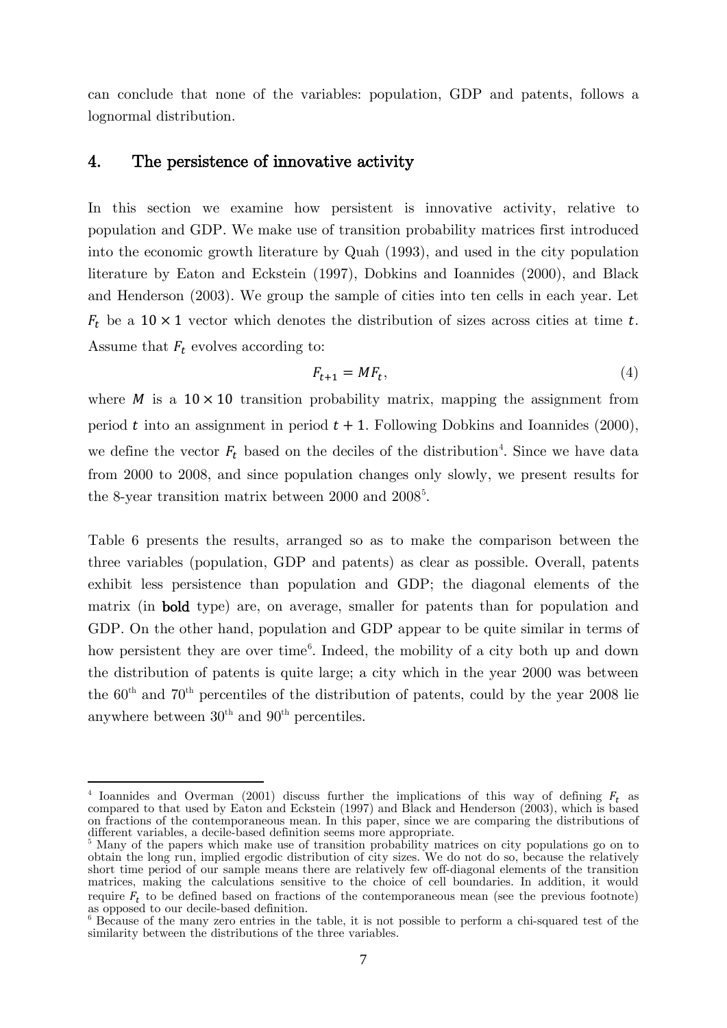can conclude that none of the variables: population, GDP and patents, follows a lognormal distribution.

## 4. The persistence of innovative activity

In this section we examine how persistent is innovative activity, relative to population and GDP. We make use of transition probability matrices first introduced into the economic growth literature by Quah (1993), and used in the city population literature by Eaton and Eckstein (1997), Dobkins and Ioannides (2000), and Black and Henderson (2003). We group the sample of cities into ten cells in each year. Let $F_t$ be a $10 \times 1$ vector which denotes the distribution of sizes across cities at time $t$. Assume that $F_t$ evolves according to:

$$F_{t+1} = MF_t, \tag{4}$$

where $M$ is a $10 \times 10$ transition probability matrix, mapping the assignment from period $t$ into an assignment in period $t + 1$. Following Dobkins and Ioannides (2000), we define the vector $F_t$ based on the deciles of the distribution[4]. Since we have data from 2000 to 2008, and since population changes only slowly, we present results for the 8-year transition matrix between 2000 and 2008[5].

Table 6 presents the results, arranged so as to make the comparison between the three variables (population, GDP and patents) as clear as possible. Overall, patents exhibit less persistence than population and GDP; the diagonal elements of the matrix (in **bold** type) are, on average, smaller for patents than for population and GDP. On the other hand, population and GDP appear to be quite similar in terms of how persistent they are over time[6]. Indeed, the mobility of a city both up and down the distribution of patents is quite large; a city which in the year 2000 was between the 60[th] and 70[th] percentiles of the distribution of patents, could by the year 2008 lie anywhere between 30[th] and 90[th] percentiles.

---

[4] Ioannides and Overman (2001) discuss further the implications of this way of defining $F_t$ as compared to that used by Eaton and Eckstein (1997) and Black and Henderson (2003), which is based on fractions of the contemporaneous mean. In this paper, since we are comparing the distributions of different variables, a decile-based definition seems more appropriate.

[5] Many of the papers which make use of transition probability matrices on city populations go on to obtain the long run, implied ergodic distribution of city sizes. We do not do so, because the relatively short time period of our sample means there are relatively few off-diagonal elements of the transition matrices, making the calculations sensitive to the choice of cell boundaries. In addition, it would require $F_t$ to be defined based on fractions of the contemporaneous mean (see the previous footnote) as opposed to our decile-based definition.

[6] Because of the many zero entries in the table, it is not possible to perform a chi-squared test of the similarity between the distributions of the three variables.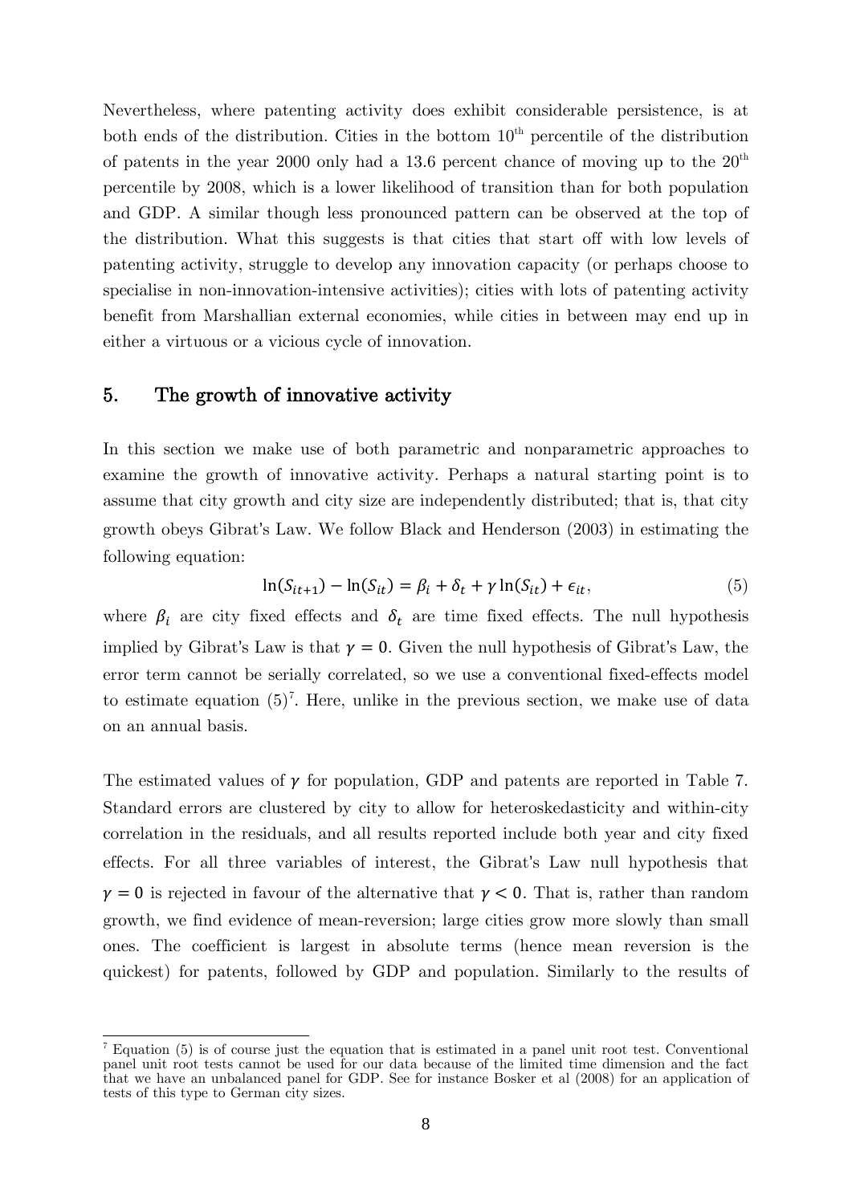Nevertheless, where patenting activity does exhibit considerable persistence, is at both ends of the distribution. Cities in the bottom $10^{th}$ percentile of the distribution of patents in the year 2000 only had a 13.6 percent chance of moving up to the $20^{th}$ percentile by 2008, which is a lower likelihood of transition than for both population and GDP. A similar though less pronounced pattern can be observed at the top of the distribution. What this suggests is that cities that start off with low levels of patenting activity, struggle to develop any innovation capacity (or perhaps choose to specialise in non-innovation-intensive activities); cities with lots of patenting activity benefit from Marshallian external economies, while cities in between may end up in either a virtuous or a vicious cycle of innovation.

## 5. The growth of innovative activity

In this section we make use of both parametric and nonparametric approaches to examine the growth of innovative activity. Perhaps a natural starting point is to assume that city growth and city size are independently distributed; that is, that city growth obeys Gibrat's Law. We follow Black and Henderson (2003) in estimating the following equation:

$$\ln(S_{it+1}) - \ln(S_{it}) = \beta_i + \delta_t + \gamma \ln(S_{it}) + \epsilon_{it}, \tag{5}$$

where $\beta_i$ are city fixed effects and $\delta_t$ are time fixed effects. The null hypothesis implied by Gibrat's Law is that $\gamma = 0$. Given the null hypothesis of Gibrat's Law, the error term cannot be serially correlated, so we use a conventional fixed-effects model to estimate equation (5)[7]. Here, unlike in the previous section, we make use of data on an annual basis.

The estimated values of $\gamma$ for population, GDP and patents are reported in Table 7. Standard errors are clustered by city to allow for heteroskedasticity and within-city correlation in the residuals, and all results reported include both year and city fixed effects. For all three variables of interest, the Gibrat's Law null hypothesis that $\gamma = 0$ is rejected in favour of the alternative that $\gamma < 0$. That is, rather than random growth, we find evidence of mean-reversion; large cities grow more slowly than small ones. The coefficient is largest in absolute terms (hence mean reversion is the quickest) for patents, followed by GDP and population. Similarly to the results of

[7] Equation (5) is of course just the equation that is estimated in a panel unit root test. Conventional panel unit root tests cannot be used for our data because of the limited time dimension and the fact that we have an unbalanced panel for GDP. See for instance Bosker et al (2008) for an application of tests of this type to German city sizes.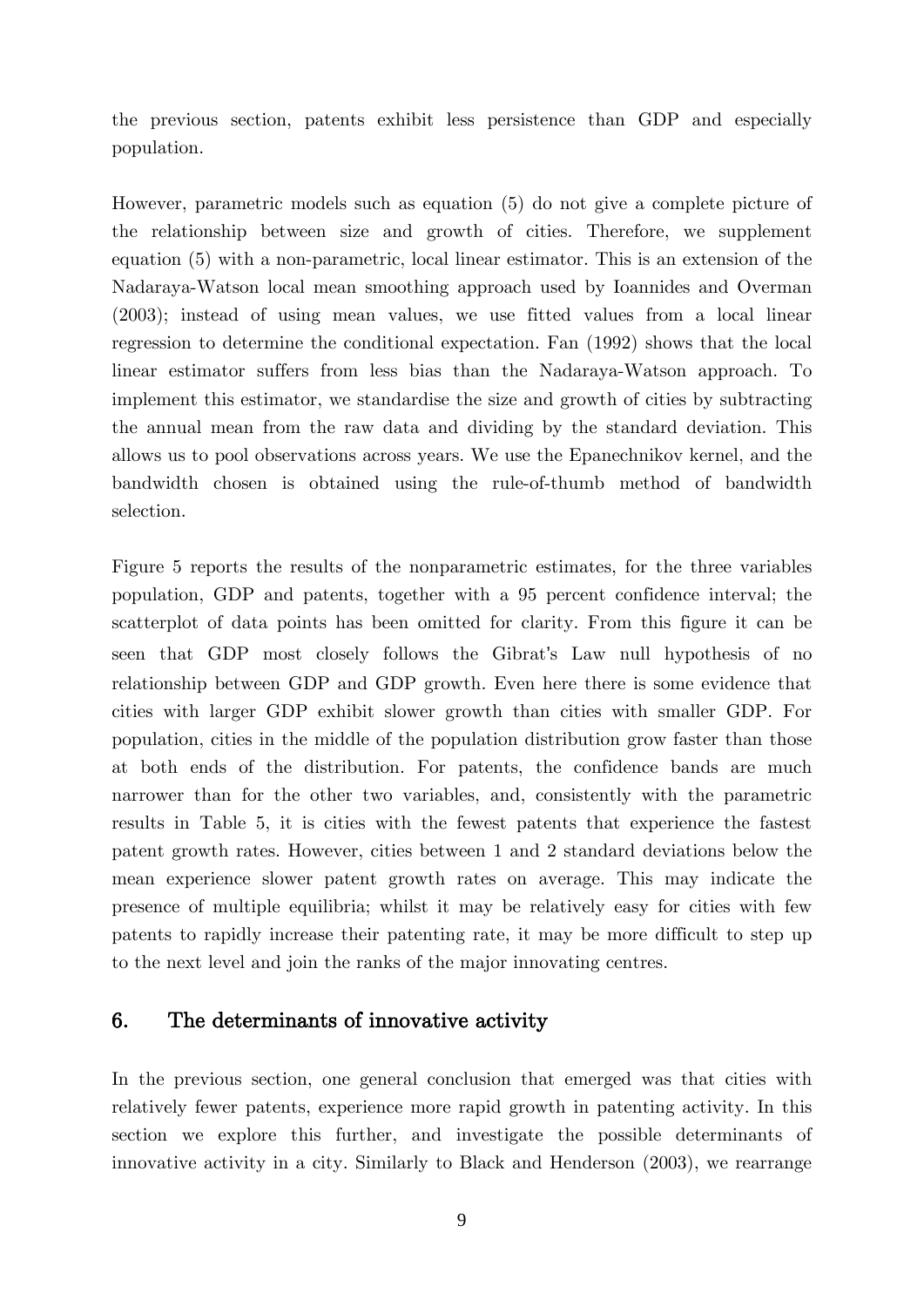the previous section, patents exhibit less persistence than GDP and especially population.

However, parametric models such as equation (5) do not give a complete picture of the relationship between size and growth of cities. Therefore, we supplement equation (5) with a non-parametric, local linear estimator. This is an extension of the Nadaraya-Watson local mean smoothing approach used by Ioannides and Overman (2003); instead of using mean values, we use fitted values from a local linear regression to determine the conditional expectation. Fan (1992) shows that the local linear estimator suffers from less bias than the Nadaraya-Watson approach. To implement this estimator, we standardise the size and growth of cities by subtracting the annual mean from the raw data and dividing by the standard deviation. This allows us to pool observations across years. We use the Epanechnikov kernel, and the bandwidth chosen is obtained using the rule-of-thumb method of bandwidth selection.

Figure 5 reports the results of the nonparametric estimates, for the three variables population, GDP and patents, together with a 95 percent confidence interval; the scatterplot of data points has been omitted for clarity. From this figure it can be seen that GDP most closely follows the Gibrat's Law null hypothesis of no relationship between GDP and GDP growth. Even here there is some evidence that cities with larger GDP exhibit slower growth than cities with smaller GDP. For population, cities in the middle of the population distribution grow faster than those at both ends of the distribution. For patents, the confidence bands are much narrower than for the other two variables, and, consistently with the parametric results in Table 5, it is cities with the fewest patents that experience the fastest patent growth rates. However, cities between 1 and 2 standard deviations below the mean experience slower patent growth rates on average. This may indicate the presence of multiple equilibria; whilst it may be relatively easy for cities with few patents to rapidly increase their patenting rate, it may be more difficult to step up to the next level and join the ranks of the major innovating centres.

## 6. The determinants of innovative activity

In the previous section, one general conclusion that emerged was that cities with relatively fewer patents, experience more rapid growth in patenting activity. In this section we explore this further, and investigate the possible determinants of innovative activity in a city. Similarly to Black and Henderson (2003), we rearrange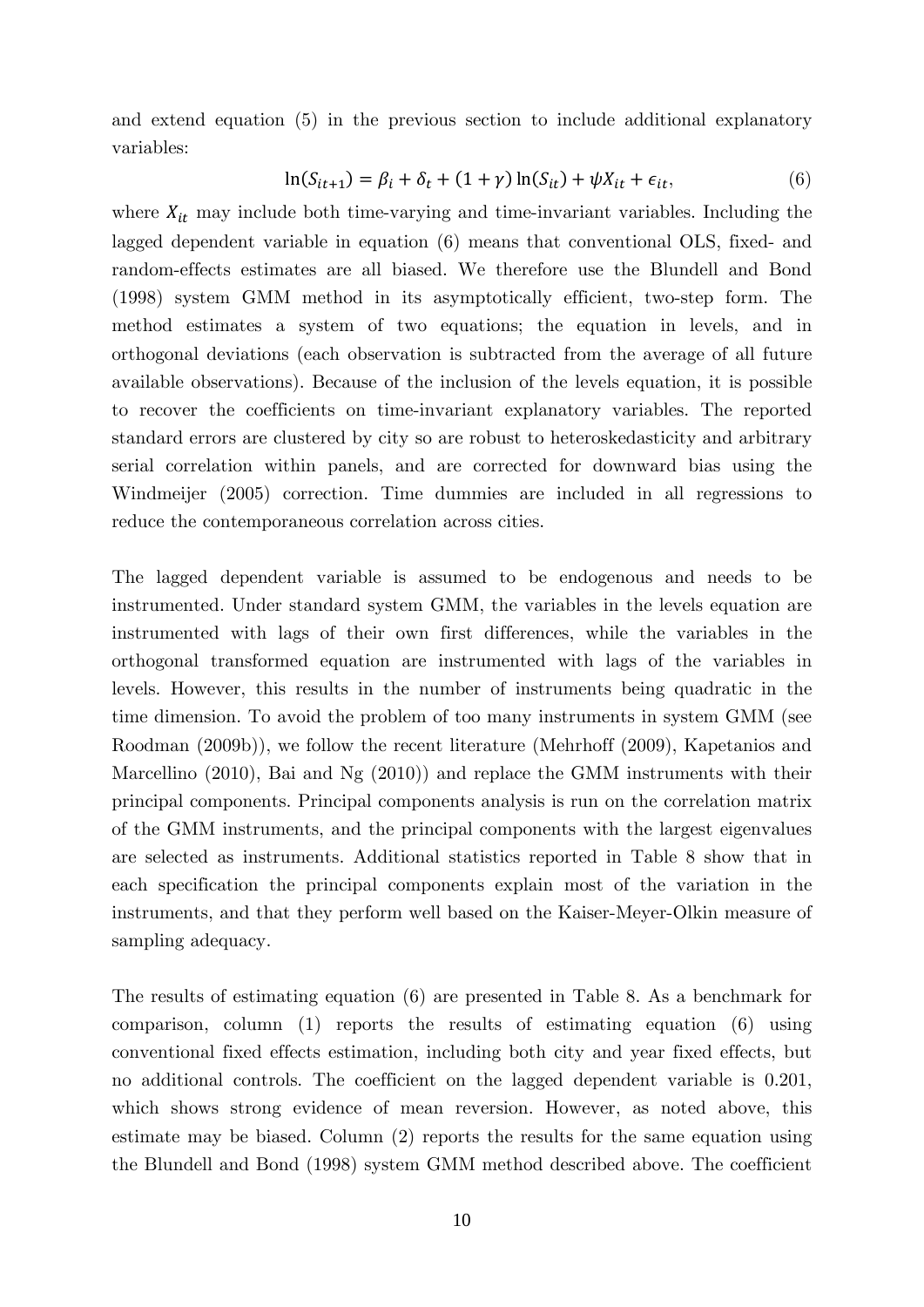and extend equation (5) in the previous section to include additional explanatory variables:

$$\ln(S_{it+1}) = \beta_i + \delta_t + (1+\gamma)\ln(S_{it}) + \psi X_{it} + \epsilon_{it}, \tag{6}$$

where $X_{it}$ may include both time-varying and time-invariant variables. Including the lagged dependent variable in equation (6) means that conventional OLS, fixed- and random-effects estimates are all biased. We therefore use the Blundell and Bond (1998) system GMM method in its asymptotically efficient, two-step form. The method estimates a system of two equations; the equation in levels, and in orthogonal deviations (each observation is subtracted from the average of all future available observations). Because of the inclusion of the levels equation, it is possible to recover the coefficients on time-invariant explanatory variables. The reported standard errors are clustered by city so are robust to heteroskedasticity and arbitrary serial correlation within panels, and are corrected for downward bias using the Windmeijer (2005) correction. Time dummies are included in all regressions to reduce the contemporaneous correlation across cities.

The lagged dependent variable is assumed to be endogenous and needs to be instrumented. Under standard system GMM, the variables in the levels equation are instrumented with lags of their own first differences, while the variables in the orthogonal transformed equation are instrumented with lags of the variables in levels. However, this results in the number of instruments being quadratic in the time dimension. To avoid the problem of too many instruments in system GMM (see Roodman (2009b)), we follow the recent literature (Mehrhoff (2009), Kapetanios and Marcellino (2010), Bai and Ng (2010)) and replace the GMM instruments with their principal components. Principal components analysis is run on the correlation matrix of the GMM instruments, and the principal components with the largest eigenvalues are selected as instruments. Additional statistics reported in Table 8 show that in each specification the principal components explain most of the variation in the instruments, and that they perform well based on the Kaiser-Meyer-Olkin measure of sampling adequacy.

The results of estimating equation (6) are presented in Table 8. As a benchmark for comparison, column (1) reports the results of estimating equation (6) using conventional fixed effects estimation, including both city and year fixed effects, but no additional controls. The coefficient on the lagged dependent variable is 0.201, which shows strong evidence of mean reversion. However, as noted above, this estimate may be biased. Column (2) reports the results for the same equation using the Blundell and Bond (1998) system GMM method described above. The coefficient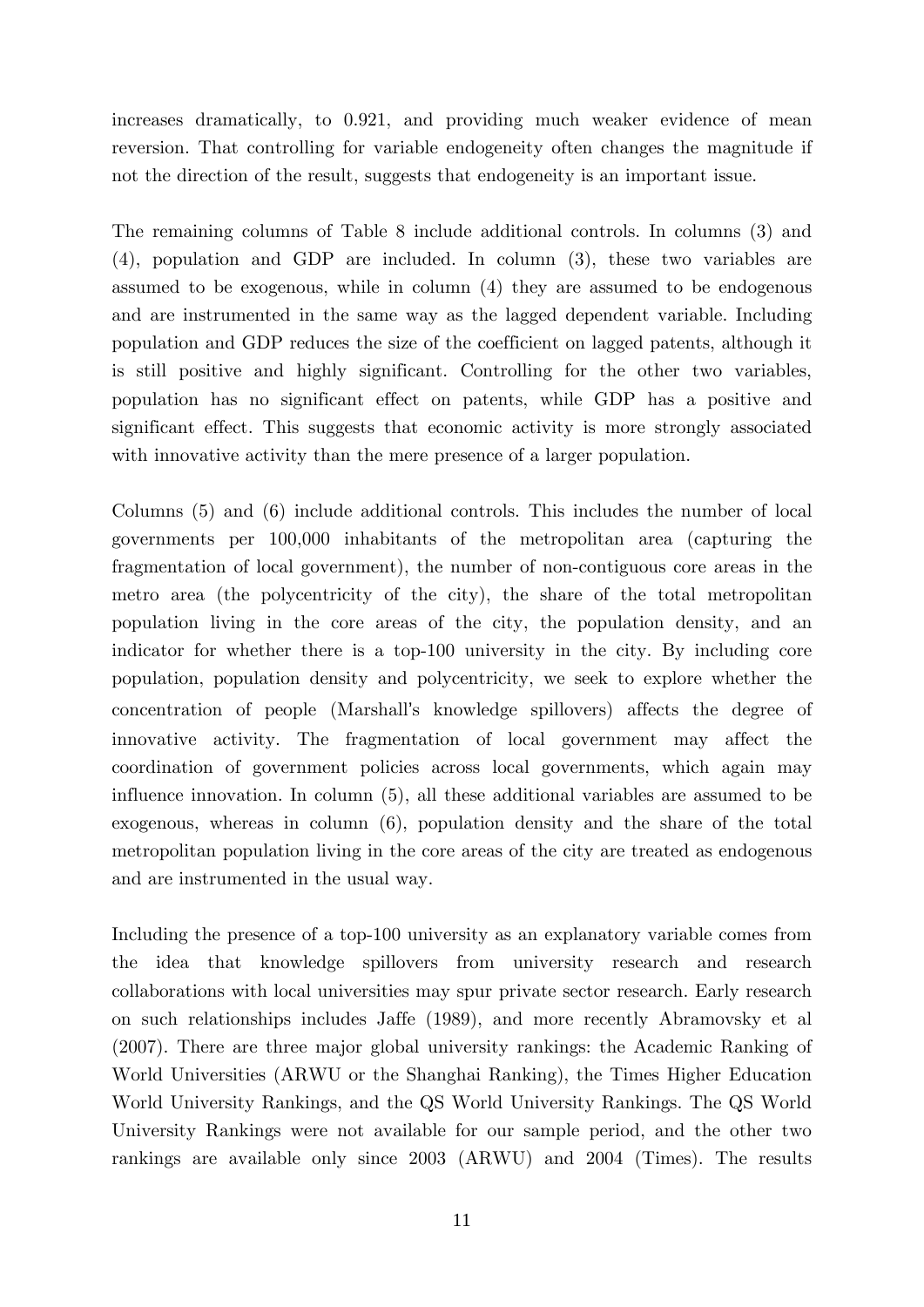increases dramatically, to 0.921, and providing much weaker evidence of mean reversion. That controlling for variable endogeneity often changes the magnitude if not the direction of the result, suggests that endogeneity is an important issue.

The remaining columns of Table 8 include additional controls. In columns (3) and (4), population and GDP are included. In column (3), these two variables are assumed to be exogenous, while in column (4) they are assumed to be endogenous and are instrumented in the same way as the lagged dependent variable. Including population and GDP reduces the size of the coefficient on lagged patents, although it is still positive and highly significant. Controlling for the other two variables, population has no significant effect on patents, while GDP has a positive and significant effect. This suggests that economic activity is more strongly associated with innovative activity than the mere presence of a larger population.

Columns (5) and (6) include additional controls. This includes the number of local governments per 100,000 inhabitants of the metropolitan area (capturing the fragmentation of local government), the number of non-contiguous core areas in the metro area (the polycentricity of the city), the share of the total metropolitan population living in the core areas of the city, the population density, and an indicator for whether there is a top-100 university in the city. By including core population, population density and polycentricity, we seek to explore whether the concentration of people (Marshall's knowledge spillovers) affects the degree of innovative activity. The fragmentation of local government may affect the coordination of government policies across local governments, which again may influence innovation. In column (5), all these additional variables are assumed to be exogenous, whereas in column (6), population density and the share of the total metropolitan population living in the core areas of the city are treated as endogenous and are instrumented in the usual way.

Including the presence of a top-100 university as an explanatory variable comes from the idea that knowledge spillovers from university research and research collaborations with local universities may spur private sector research. Early research on such relationships includes Jaffe (1989), and more recently Abramovsky et al (2007). There are three major global university rankings: the Academic Ranking of World Universities (ARWU or the Shanghai Ranking), the Times Higher Education World University Rankings, and the QS World University Rankings. The QS World University Rankings were not available for our sample period, and the other two rankings are available only since 2003 (ARWU) and 2004 (Times). The results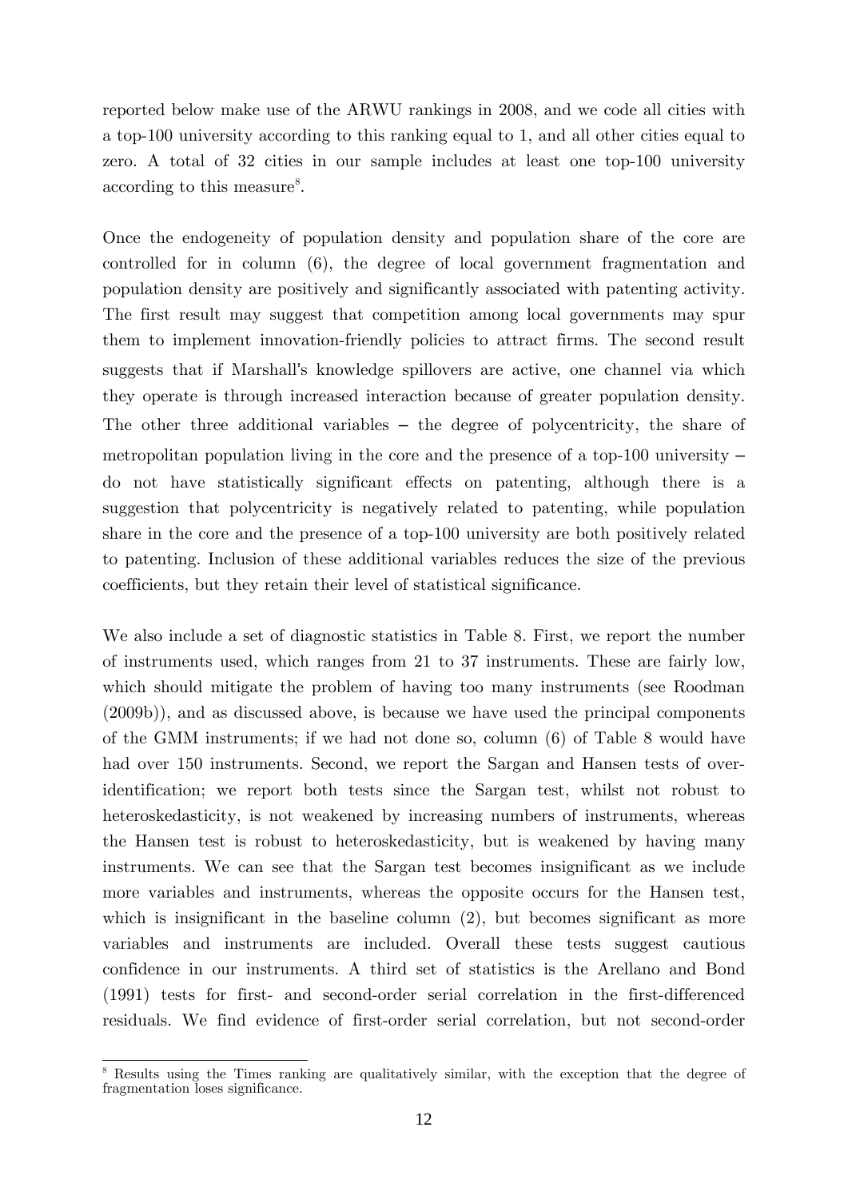reported below make use of the ARWU rankings in 2008, and we code all cities with a top-100 university according to this ranking equal to 1, and all other cities equal to zero. A total of 32 cities in our sample includes at least one top-100 university according to this measure[8].

Once the endogeneity of population density and population share of the core are controlled for in column (6), the degree of local government fragmentation and population density are positively and significantly associated with patenting activity. The first result may suggest that competition among local governments may spur them to implement innovation-friendly policies to attract firms. The second result suggests that if Marshall's knowledge spillovers are active, one channel via which they operate is through increased interaction because of greater population density. The other three additional variables – the degree of polycentricity, the share of metropolitan population living in the core and the presence of a top-100 university – do not have statistically significant effects on patenting, although there is a suggestion that polycentricity is negatively related to patenting, while population share in the core and the presence of a top-100 university are both positively related to patenting. Inclusion of these additional variables reduces the size of the previous coefficients, but they retain their level of statistical significance.

We also include a set of diagnostic statistics in Table 8. First, we report the number of instruments used, which ranges from 21 to 37 instruments. These are fairly low, which should mitigate the problem of having too many instruments (see Roodman (2009b)), and as discussed above, is because we have used the principal components of the GMM instruments; if we had not done so, column (6) of Table 8 would have had over 150 instruments. Second, we report the Sargan and Hansen tests of over-identification; we report both tests since the Sargan test, whilst not robust to heteroskedasticity, is not weakened by increasing numbers of instruments, whereas the Hansen test is robust to heteroskedasticity, but is weakened by having many instruments. We can see that the Sargan test becomes insignificant as we include more variables and instruments, whereas the opposite occurs for the Hansen test, which is insignificant in the baseline column (2), but becomes significant as more variables and instruments are included. Overall these tests suggest cautious confidence in our instruments. A third set of statistics is the Arellano and Bond (1991) tests for first- and second-order serial correlation in the first-differenced residuals. We find evidence of first-order serial correlation, but not second-order

[8] Results using the Times ranking are qualitatively similar, with the exception that the degree of fragmentation loses significance.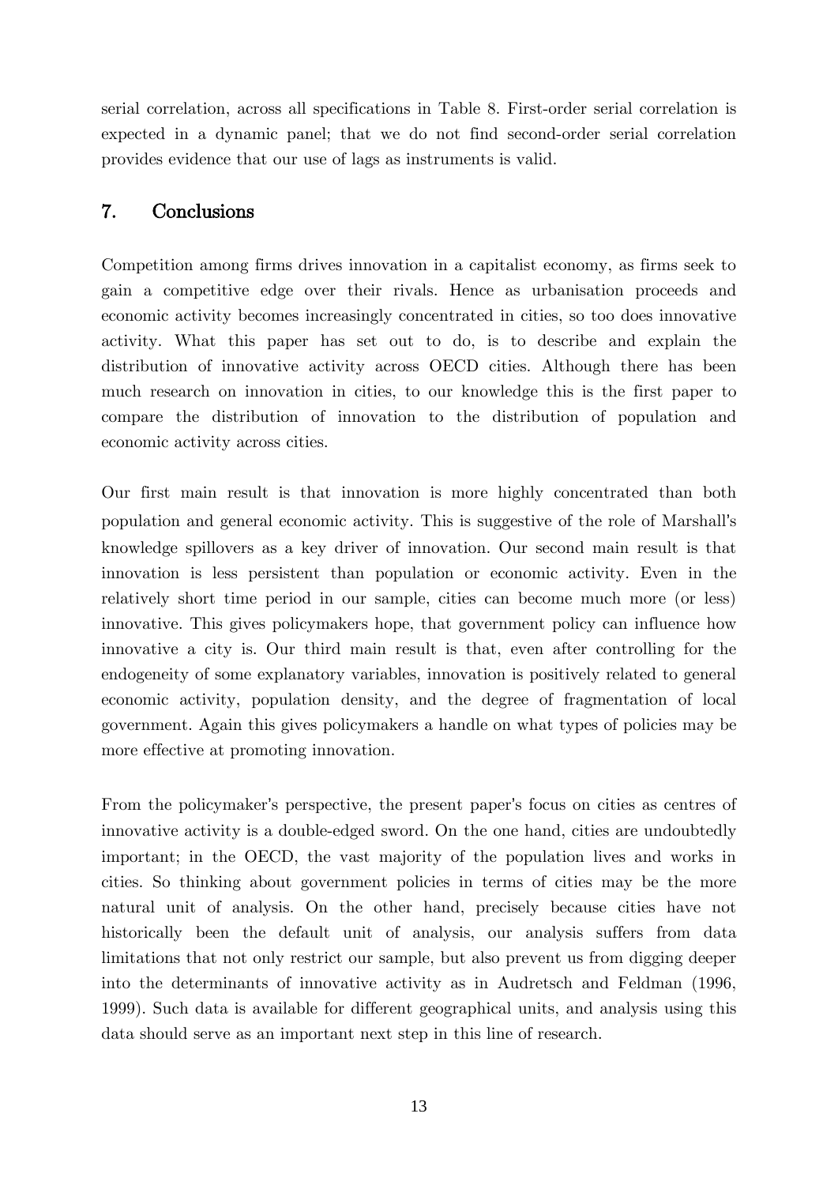serial correlation, across all specifications in Table 8. First-order serial correlation is expected in a dynamic panel; that we do not find second-order serial correlation provides evidence that our use of lags as instruments is valid.

## 7. Conclusions

Competition among firms drives innovation in a capitalist economy, as firms seek to gain a competitive edge over their rivals. Hence as urbanisation proceeds and economic activity becomes increasingly concentrated in cities, so too does innovative activity. What this paper has set out to do, is to describe and explain the distribution of innovative activity across OECD cities. Although there has been much research on innovation in cities, to our knowledge this is the first paper to compare the distribution of innovation to the distribution of population and economic activity across cities.

Our first main result is that innovation is more highly concentrated than both population and general economic activity. This is suggestive of the role of Marshall's knowledge spillovers as a key driver of innovation. Our second main result is that innovation is less persistent than population or economic activity. Even in the relatively short time period in our sample, cities can become much more (or less) innovative. This gives policymakers hope, that government policy can influence how innovative a city is. Our third main result is that, even after controlling for the endogeneity of some explanatory variables, innovation is positively related to general economic activity, population density, and the degree of fragmentation of local government. Again this gives policymakers a handle on what types of policies may be more effective at promoting innovation.

From the policymaker's perspective, the present paper's focus on cities as centres of innovative activity is a double-edged sword. On the one hand, cities are undoubtedly important; in the OECD, the vast majority of the population lives and works in cities. So thinking about government policies in terms of cities may be the more natural unit of analysis. On the other hand, precisely because cities have not historically been the default unit of analysis, our analysis suffers from data limitations that not only restrict our sample, but also prevent us from digging deeper into the determinants of innovative activity as in Audretsch and Feldman (1996, 1999). Such data is available for different geographical units, and analysis using this data should serve as an important next step in this line of research.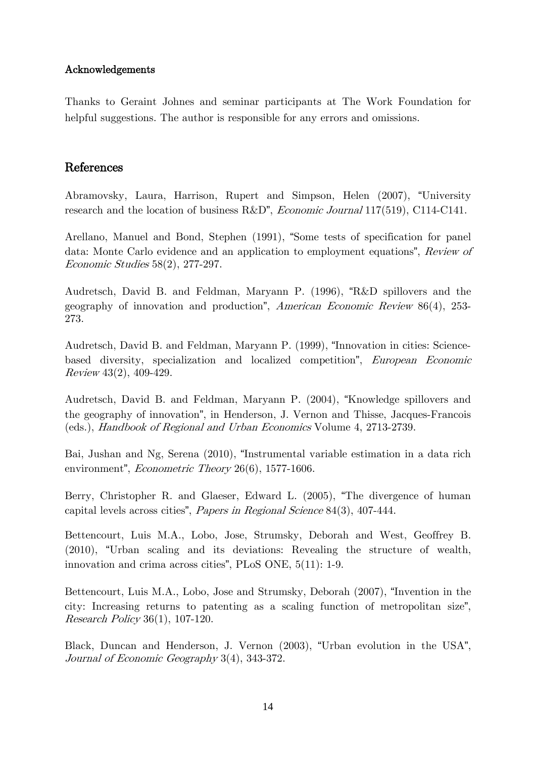#### Acknowledgements

Thanks to Geraint Johnes and seminar participants at The Work Foundation for helpful suggestions. The author is responsible for any errors and omissions.

## References

Abramovsky, Laura, Harrison, Rupert and Simpson, Helen (2007), "University research and the location of business R&D", *Economic Journal* 117(519), C114-C141.

Arellano, Manuel and Bond, Stephen (1991), "Some tests of specification for panel data: Monte Carlo evidence and an application to employment equations", *Review of Economic Studies* 58(2), 277-297.

Audretsch, David B. and Feldman, Maryann P. (1996), "R&D spillovers and the geography of innovation and production", *American Economic Review* 86(4), 253-273.

Audretsch, David B. and Feldman, Maryann P. (1999), "Innovation in cities: Science-based diversity, specialization and localized competition", *European Economic Review* 43(2), 409-429.

Audretsch, David B. and Feldman, Maryann P. (2004), "Knowledge spillovers and the geography of innovation", in Henderson, J. Vernon and Thisse, Jacques-Francois (eds.), *Handbook of Regional and Urban Economics* Volume 4, 2713-2739.

Bai, Jushan and Ng, Serena (2010), "Instrumental variable estimation in a data rich environment", *Econometric Theory* 26(6), 1577-1606.

Berry, Christopher R. and Glaeser, Edward L. (2005), "The divergence of human capital levels across cities", *Papers in Regional Science* 84(3), 407-444.

Bettencourt, Luis M.A., Lobo, Jose, Strumsky, Deborah and West, Geoffrey B. (2010), "Urban scaling and its deviations: Revealing the structure of wealth, innovation and crima across cities", PLoS ONE, 5(11): 1-9.

Bettencourt, Luis M.A., Lobo, Jose and Strumsky, Deborah (2007), "Invention in the city: Increasing returns to patenting as a scaling function of metropolitan size", *Research Policy* 36(1), 107-120.

Black, Duncan and Henderson, J. Vernon (2003), "Urban evolution in the USA", *Journal of Economic Geography* 3(4), 343-372.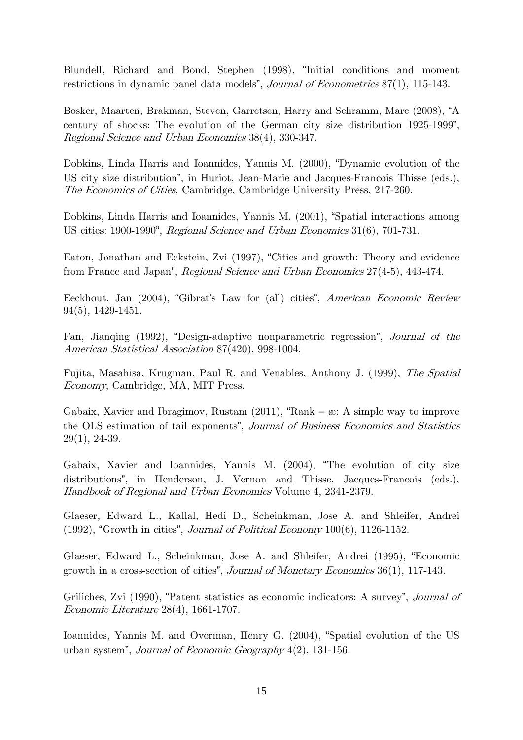Blundell, Richard and Bond, Stephen (1998), "Initial conditions and moment restrictions in dynamic panel data models", *Journal of Econometrics* 87(1), 115-143.

Bosker, Maarten, Brakman, Steven, Garretsen, Harry and Schramm, Marc (2008), "A century of shocks: The evolution of the German city size distribution 1925-1999", *Regional Science and Urban Economics* 38(4), 330-347.

Dobkins, Linda Harris and Ioannides, Yannis M. (2000), "Dynamic evolution of the US city size distribution", in Huriot, Jean-Marie and Jacques-Francois Thisse (eds.), *The Economics of Cities*, Cambridge, Cambridge University Press, 217-260.

Dobkins, Linda Harris and Ioannides, Yannis M. (2001), "Spatial interactions among US cities: 1900-1990", *Regional Science and Urban Economics* 31(6), 701-731.

Eaton, Jonathan and Eckstein, Zvi (1997), "Cities and growth: Theory and evidence from France and Japan", *Regional Science and Urban Economics* 27(4-5), 443-474.

Eeckhout, Jan (2004), "Gibrat's Law for (all) cities", *American Economic Review* 94(5), 1429-1451.

Fan, Jianqing (1992), "Design-adaptive nonparametric regression", *Journal of the American Statistical Association* 87(420), 998-1004.

Fujita, Masahisa, Krugman, Paul R. and Venables, Anthony J. (1999), *The Spatial Economy*, Cambridge, MA, MIT Press.

Gabaix, Xavier and Ibragimov, Rustam (2011), "Rank − æ: A simple way to improve the OLS estimation of tail exponents", *Journal of Business Economics and Statistics* 29(1), 24-39.

Gabaix, Xavier and Ioannides, Yannis M. (2004), "The evolution of city size distributions", in Henderson, J. Vernon and Thisse, Jacques-Francois (eds.), *Handbook of Regional and Urban Economics* Volume 4, 2341-2379.

Glaeser, Edward L., Kallal, Hedi D., Scheinkman, Jose A. and Shleifer, Andrei (1992), "Growth in cities", *Journal of Political Economy* 100(6), 1126-1152.

Glaeser, Edward L., Scheinkman, Jose A. and Shleifer, Andrei (1995), "Economic growth in a cross-section of cities", *Journal of Monetary Economics* 36(1), 117-143.

Griliches, Zvi (1990), "Patent statistics as economic indicators: A survey", *Journal of Economic Literature* 28(4), 1661-1707.

Ioannides, Yannis M. and Overman, Henry G. (2004), "Spatial evolution of the US urban system", *Journal of Economic Geography* 4(2), 131-156.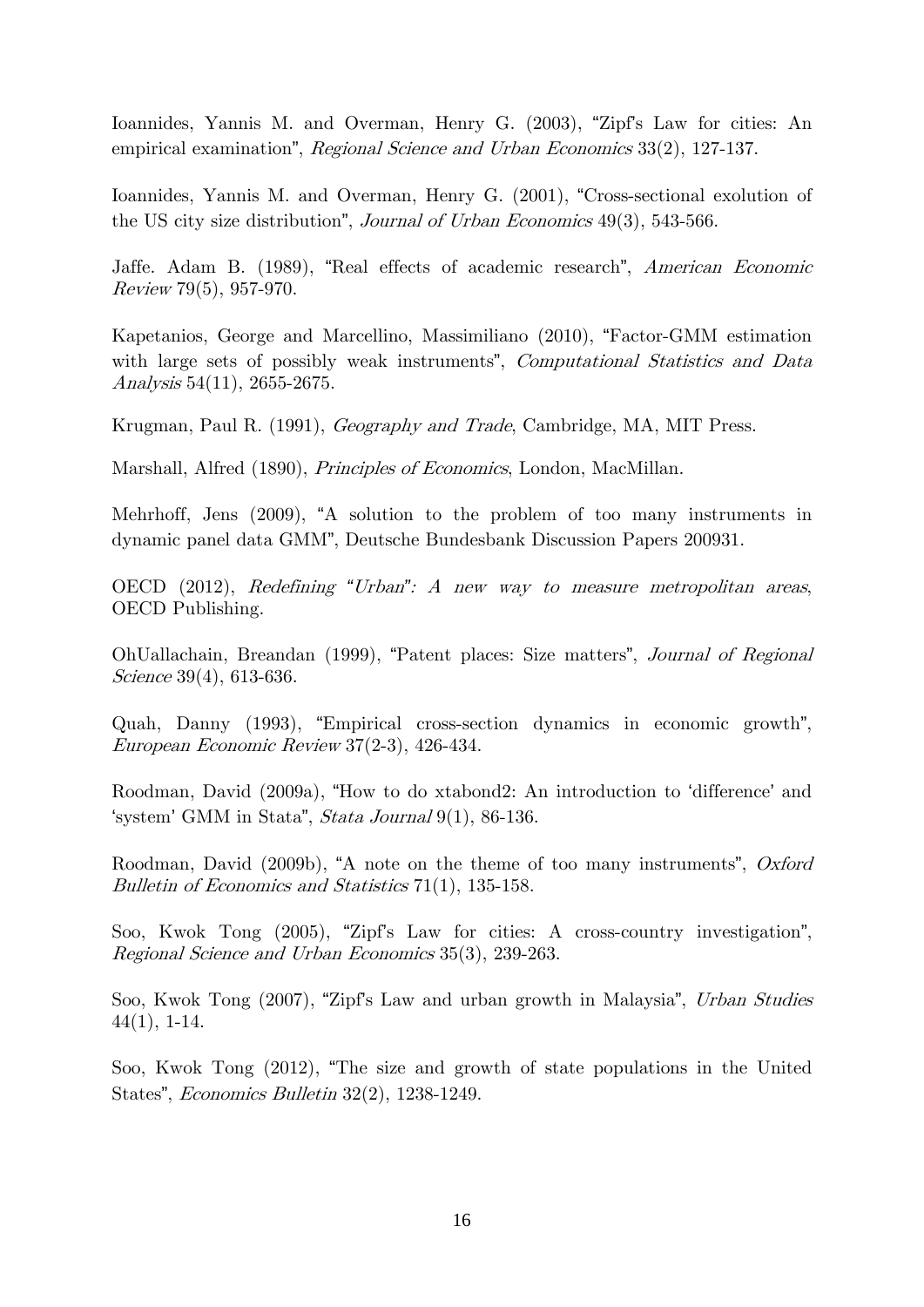Ioannides, Yannis M. and Overman, Henry G. (2003), "Zipf's Law for cities: An empirical examination", *Regional Science and Urban Economics* 33(2), 127-137.

Ioannides, Yannis M. and Overman, Henry G. (2001), "Cross-sectional exolution of the US city size distribution", *Journal of Urban Economics* 49(3), 543-566.

Jaffe. Adam B. (1989), "Real effects of academic research", *American Economic Review* 79(5), 957-970.

Kapetanios, George and Marcellino, Massimiliano (2010), "Factor-GMM estimation with large sets of possibly weak instruments", *Computational Statistics and Data Analysis* 54(11), 2655-2675.

Krugman, Paul R. (1991), *Geography and Trade*, Cambridge, MA, MIT Press.

Marshall, Alfred (1890), *Principles of Economics*, London, MacMillan.

Mehrhoff, Jens (2009), "A solution to the problem of too many instruments in dynamic panel data GMM", Deutsche Bundesbank Discussion Papers 200931.

OECD (2012), *Redefining "Urban": A new way to measure metropolitan areas*, OECD Publishing.

OhUallachain, Breandan (1999), "Patent places: Size matters", *Journal of Regional Science* 39(4), 613-636.

Quah, Danny (1993), "Empirical cross-section dynamics in economic growth", *European Economic Review* 37(2-3), 426-434.

Roodman, David (2009a), "How to do xtabond2: An introduction to 'difference' and 'system' GMM in Stata", *Stata Journal* 9(1), 86-136.

Roodman, David (2009b), "A note on the theme of too many instruments", *Oxford Bulletin of Economics and Statistics* 71(1), 135-158.

Soo, Kwok Tong (2005), "Zipf's Law for cities: A cross-country investigation", *Regional Science and Urban Economics* 35(3), 239-263.

Soo, Kwok Tong (2007), "Zipf's Law and urban growth in Malaysia", *Urban Studies* 44(1), 1-14.

Soo, Kwok Tong (2012), "The size and growth of state populations in the United States", *Economics Bulletin* 32(2), 1238-1249.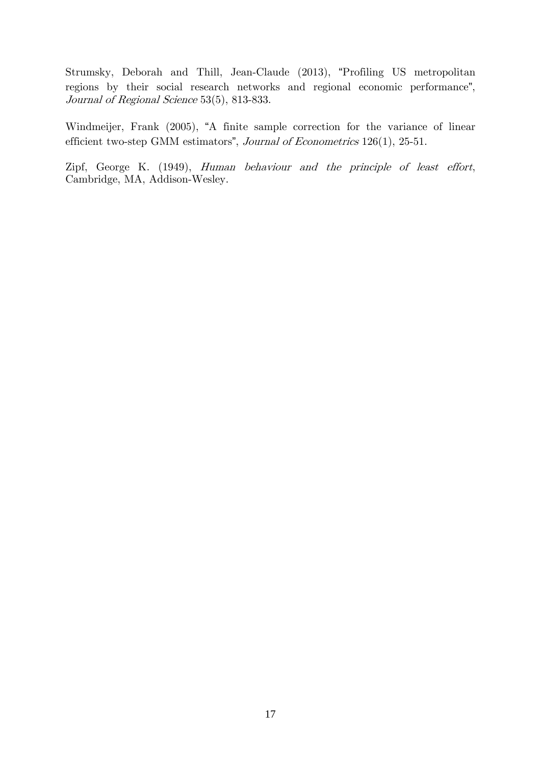Strumsky, Deborah and Thill, Jean-Claude (2013), "Profiling US metropolitan regions by their social research networks and regional economic performance", *Journal of Regional Science* 53(5), 813-833.

Windmeijer, Frank (2005), "A finite sample correction for the variance of linear efficient two-step GMM estimators", *Journal of Econometrics* 126(1), 25-51.

Zipf, George K. (1949), *Human behaviour and the principle of least effort*, Cambridge, MA, Addison-Wesley.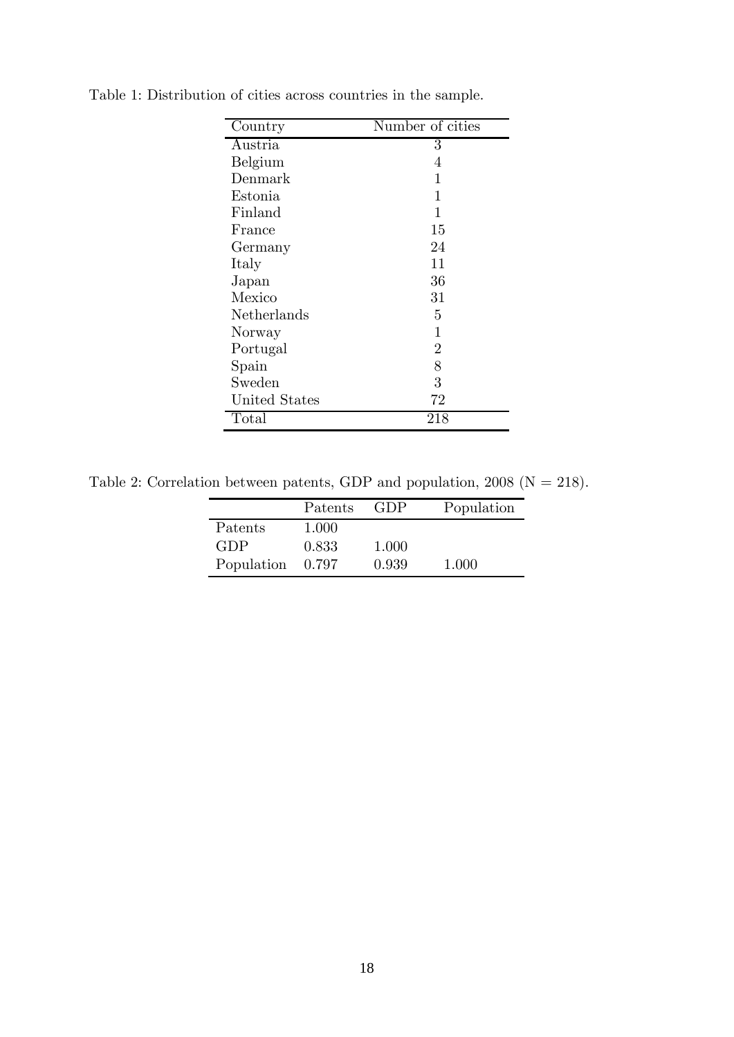Table 1: Distribution of cities across countries in the sample.

| Country | Number of cities |
|---|---|
| Austria | 3 |
| Belgium | 4 |
| Denmark | 1 |
| Estonia | 1 |
| Finland | 1 |
| France | 15 |
| Germany | 24 |
| Italy | 11 |
| Japan | 36 |
| Mexico | 31 |
| Netherlands | 5 |
| Norway | 1 |
| Portugal | 2 |
| Spain | 8 |
| Sweden | 3 |
| United States | 72 |
| Total | 218 |

Table 2: Correlation between patents, GDP and population, 2008 (N = 218).

| | Patents | GDP | Population |
|---|---|---|---|
| Patents | 1.000 | | |
| GDP | 0.833 | 1.000 | |
| Population | 0.797 | 0.939 | 1.000 |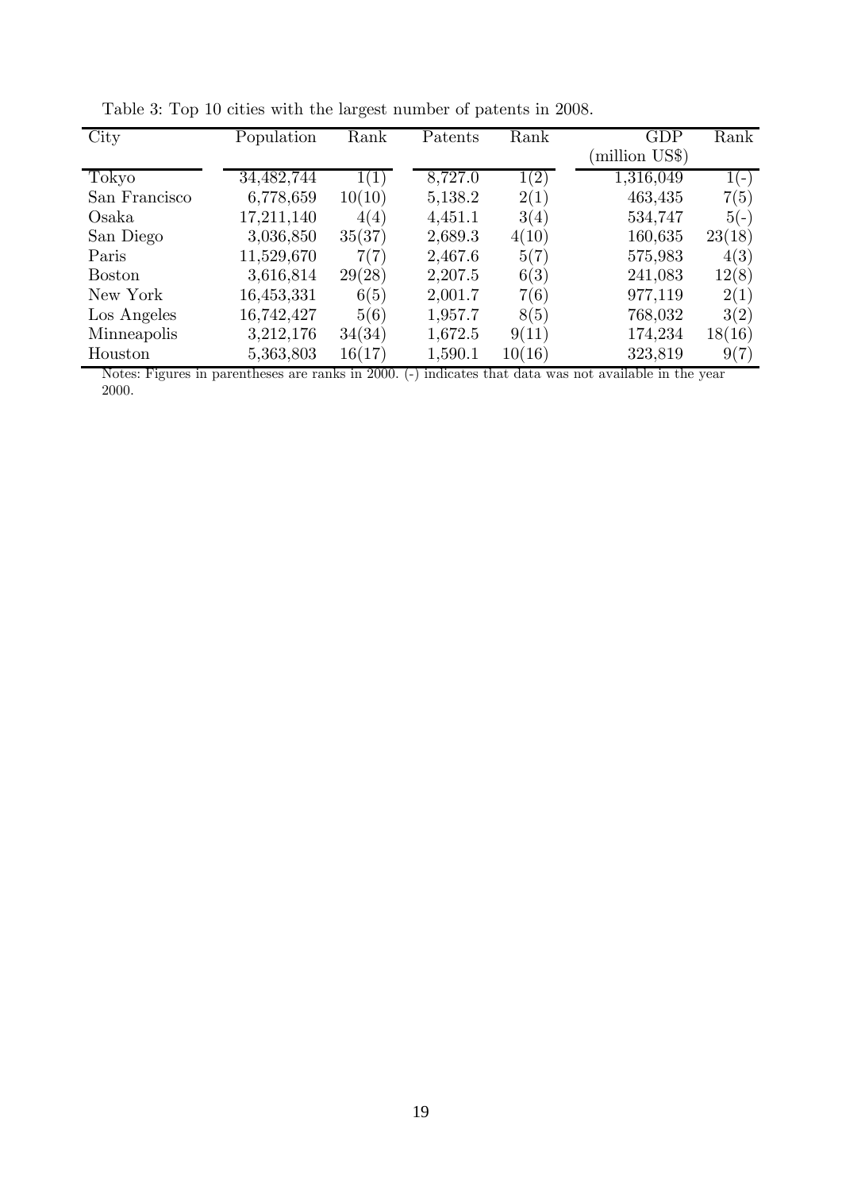Table 3: Top 10 cities with the largest number of patents in 2008.

| City | Population | Rank | Patents | Rank | GDP (million US$) | Rank |
|---|---|---|---|---|---|---|
| Tokyo | 34,482,744 | 1(1) | 8,727.0 | 1(2) | 1,316,049 | 1(-) |
| San Francisco | 6,778,659 | 10(10) | 5,138.2 | 2(1) | 463,435 | 7(5) |
| Osaka | 17,211,140 | 4(4) | 4,451.1 | 3(4) | 534,747 | 5(-) |
| San Diego | 3,036,850 | 35(37) | 2,689.3 | 4(10) | 160,635 | 23(18) |
| Paris | 11,529,670 | 7(7) | 2,467.6 | 5(7) | 575,983 | 4(3) |
| Boston | 3,616,814 | 29(28) | 2,207.5 | 6(3) | 241,083 | 12(8) |
| New York | 16,453,331 | 6(5) | 2,001.7 | 7(6) | 977,119 | 2(1) |
| Los Angeles | 16,742,427 | 5(6) | 1,957.7 | 8(5) | 768,032 | 3(2) |
| Minneapolis | 3,212,176 | 34(34) | 1,672.5 | 9(11) | 174,234 | 18(16) |
| Houston | 5,363,803 | 16(17) | 1,590.1 | 10(16) | 323,819 | 9(7) |

Notes: Figures in parentheses are ranks in 2000. (-) indicates that data was not available in the year 2000.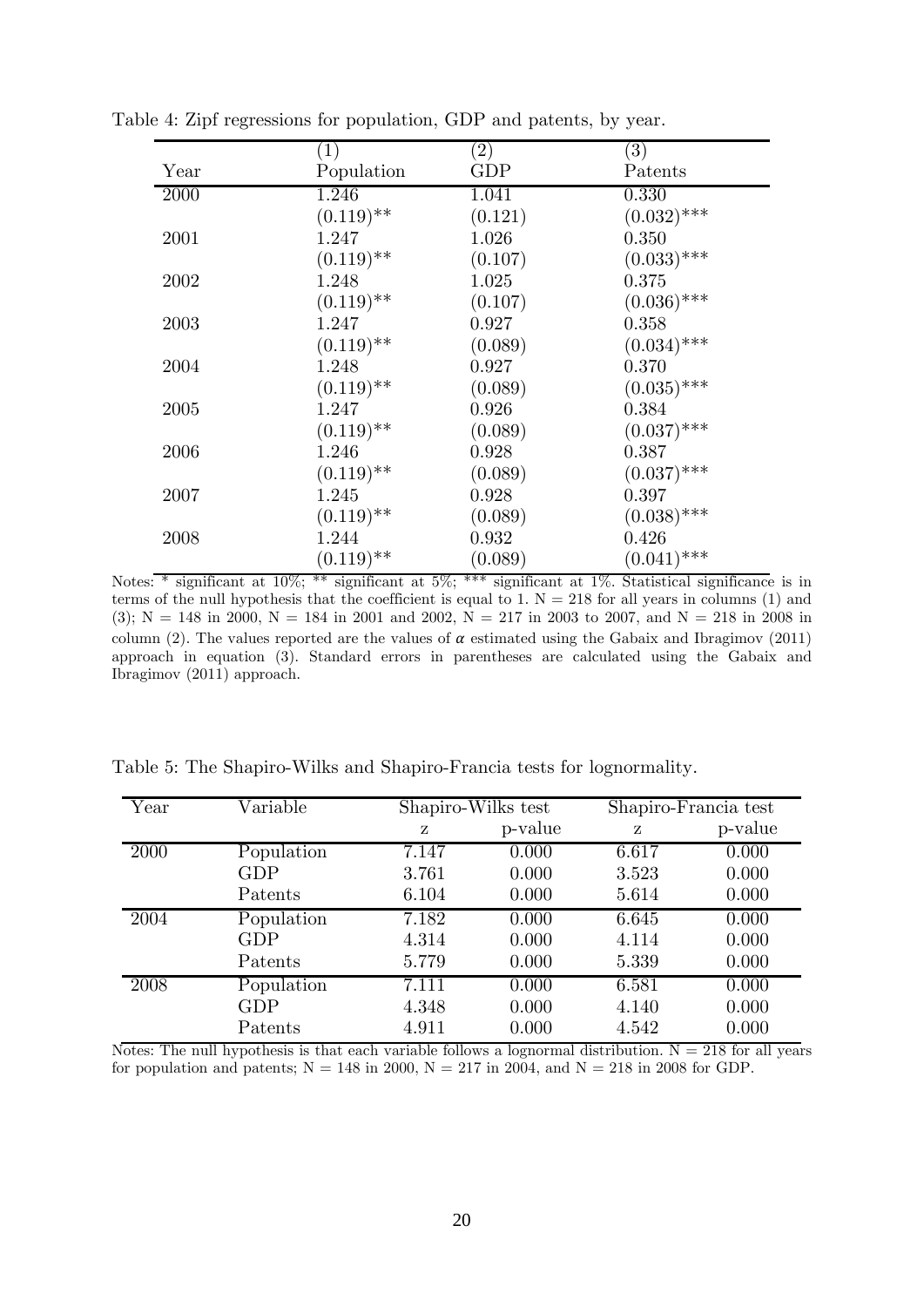Table 4: Zipf regressions for population, GDP and patents, by year.

| Year | (1) Population | (2) GDP | (3) Patents |
|---|---|---|---|
| 2000 | 1.246 | 1.041 | 0.330 |
| | (0.119)** | (0.121) | (0.032)*** |
| 2001 | 1.247 | 1.026 | 0.350 |
| | (0.119)** | (0.107) | (0.033)*** |
| 2002 | 1.248 | 1.025 | 0.375 |
| | (0.119)** | (0.107) | (0.036)*** |
| 2003 | 1.247 | 0.927 | 0.358 |
| | (0.119)** | (0.089) | (0.034)*** |
| 2004 | 1.248 | 0.927 | 0.370 |
| | (0.119)** | (0.089) | (0.035)*** |
| 2005 | 1.247 | 0.926 | 0.384 |
| | (0.119)** | (0.089) | (0.037)*** |
| 2006 | 1.246 | 0.928 | 0.387 |
| | (0.119)** | (0.089) | (0.037)*** |
| 2007 | 1.245 | 0.928 | 0.397 |
| | (0.119)** | (0.089) | (0.038)*** |
| 2008 | 1.244 | 0.932 | 0.426 |
| | (0.119)** | (0.089) | (0.041)*** |

Notes: * significant at 10%; ** significant at 5%; *** significant at 1%. Statistical significance is in terms of the null hypothesis that the coefficient is equal to 1. N = 218 for all years in columns (1) and (3); N = 148 in 2000, N = 184 in 2001 and 2002, N = 217 in 2003 to 2007, and N = 218 in 2008 in column (2). The values reported are the values of $\alpha$ estimated using the Gabaix and Ibragimov (2011) approach in equation (3). Standard errors in parentheses are calculated using the Gabaix and Ibragimov (2011) approach.

Table 5: The Shapiro-Wilks and Shapiro-Francia tests for lognormality.

| Year | Variable | Shapiro-Wilks test | | Shapiro-Francia test | |
|---|---|---|---|---|---|
| | | z | p-value | z | p-value |
| 2000 | Population | 7.147 | 0.000 | 6.617 | 0.000 |
| | GDP | 3.761 | 0.000 | 3.523 | 0.000 |
| | Patents | 6.104 | 0.000 | 5.614 | 0.000 |
| 2004 | Population | 7.182 | 0.000 | 6.645 | 0.000 |
| | GDP | 4.314 | 0.000 | 4.114 | 0.000 |
| | Patents | 5.779 | 0.000 | 5.339 | 0.000 |
| 2008 | Population | 7.111 | 0.000 | 6.581 | 0.000 |
| | GDP | 4.348 | 0.000 | 4.140 | 0.000 |
| | Patents | 4.911 | 0.000 | 4.542 | 0.000 |

Notes: The null hypothesis is that each variable follows a lognormal distribution. N = 218 for all years for population and patents; N = 148 in 2000, N = 217 in 2004, and N = 218 in 2008 for GDP.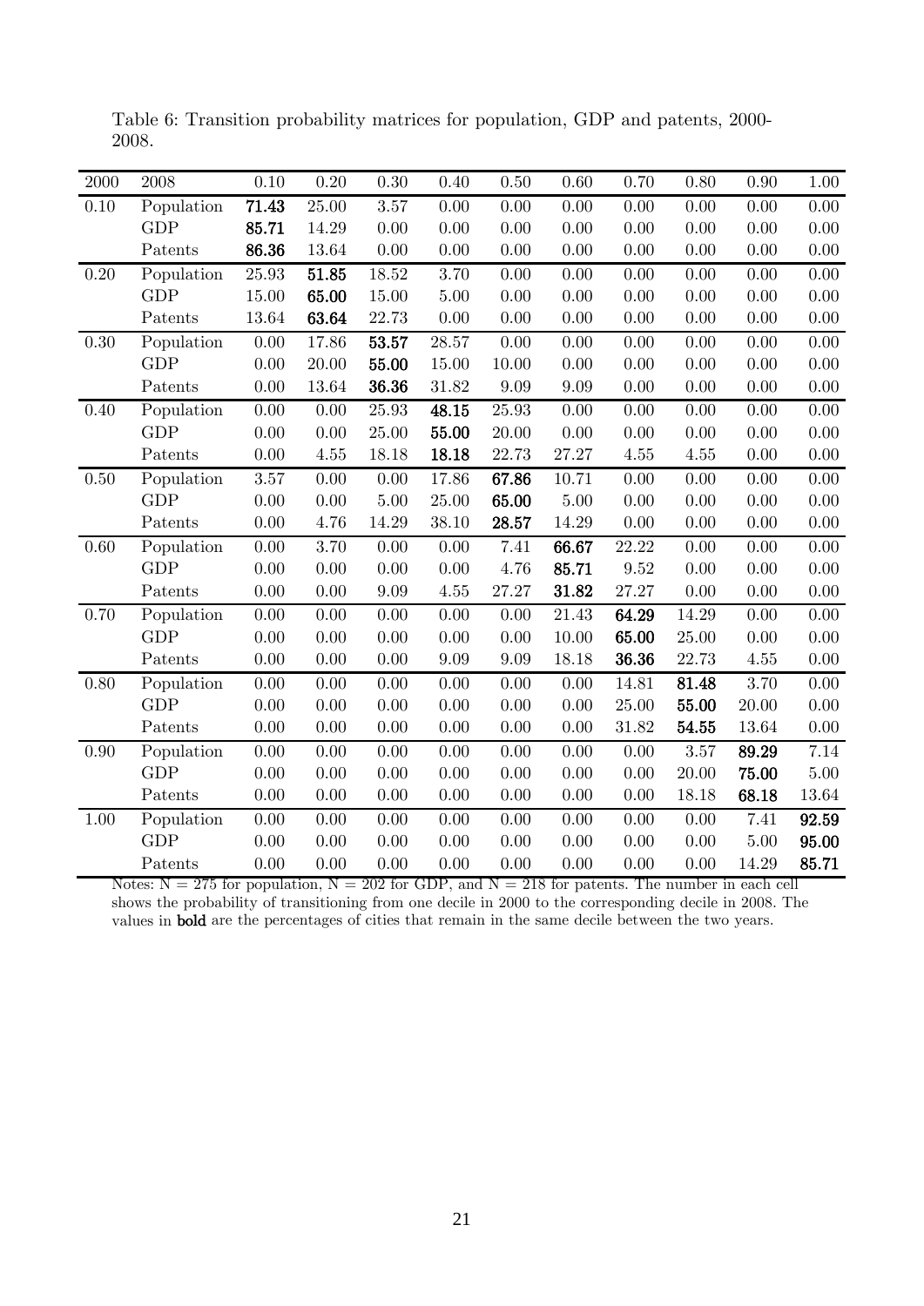Table 6: Transition probability matrices for population, GDP and patents, 2000-2008.

| 2000 | 2008 | 0.10 | 0.20 | 0.30 | 0.40 | 0.50 | 0.60 | 0.70 | 0.80 | 0.90 | 1.00 |
|---|---|---|---|---|---|---|---|---|---|---|---|
| 0.10 | Population | **71.43** | 25.00 | 3.57 | 0.00 | 0.00 | 0.00 | 0.00 | 0.00 | 0.00 | 0.00 |
| | GDP | **85.71** | 14.29 | 0.00 | 0.00 | 0.00 | 0.00 | 0.00 | 0.00 | 0.00 | 0.00 |
| | Patents | **86.36** | 13.64 | 0.00 | 0.00 | 0.00 | 0.00 | 0.00 | 0.00 | 0.00 | 0.00 |
| 0.20 | Population | 25.93 | **51.85** | 18.52 | 3.70 | 0.00 | 0.00 | 0.00 | 0.00 | 0.00 | 0.00 |
| | GDP | 15.00 | **65.00** | 15.00 | 5.00 | 0.00 | 0.00 | 0.00 | 0.00 | 0.00 | 0.00 |
| | Patents | 13.64 | **63.64** | 22.73 | 0.00 | 0.00 | 0.00 | 0.00 | 0.00 | 0.00 | 0.00 |
| 0.30 | Population | 0.00 | 17.86 | **53.57** | 28.57 | 0.00 | 0.00 | 0.00 | 0.00 | 0.00 | 0.00 |
| | GDP | 0.00 | 20.00 | **55.00** | 15.00 | 10.00 | 0.00 | 0.00 | 0.00 | 0.00 | 0.00 |
| | Patents | 0.00 | 13.64 | **36.36** | 31.82 | 9.09 | 9.09 | 0.00 | 0.00 | 0.00 | 0.00 |
| 0.40 | Population | 0.00 | 0.00 | 25.93 | **48.15** | 25.93 | 0.00 | 0.00 | 0.00 | 0.00 | 0.00 |
| | GDP | 0.00 | 0.00 | 25.00 | **55.00** | 20.00 | 0.00 | 0.00 | 0.00 | 0.00 | 0.00 |
| | Patents | 0.00 | 4.55 | 18.18 | **18.18** | 22.73 | 27.27 | 4.55 | 4.55 | 0.00 | 0.00 |
| 0.50 | Population | 3.57 | 0.00 | 0.00 | 17.86 | **67.86** | 10.71 | 0.00 | 0.00 | 0.00 | 0.00 |
| | GDP | 0.00 | 0.00 | 5.00 | 25.00 | **65.00** | 5.00 | 0.00 | 0.00 | 0.00 | 0.00 |
| | Patents | 0.00 | 4.76 | 14.29 | 38.10 | **28.57** | 14.29 | 0.00 | 0.00 | 0.00 | 0.00 |
| 0.60 | Population | 0.00 | 3.70 | 0.00 | 0.00 | 7.41 | **66.67** | 22.22 | 0.00 | 0.00 | 0.00 |
| | GDP | 0.00 | 0.00 | 0.00 | 0.00 | 4.76 | **85.71** | 9.52 | 0.00 | 0.00 | 0.00 |
| | Patents | 0.00 | 0.00 | 9.09 | 4.55 | 27.27 | **31.82** | 27.27 | 0.00 | 0.00 | 0.00 |
| 0.70 | Population | 0.00 | 0.00 | 0.00 | 0.00 | 0.00 | 21.43 | **64.29** | 14.29 | 0.00 | 0.00 |
| | GDP | 0.00 | 0.00 | 0.00 | 0.00 | 0.00 | 10.00 | **65.00** | 25.00 | 0.00 | 0.00 |
| | Patents | 0.00 | 0.00 | 0.00 | 9.09 | 9.09 | 18.18 | **36.36** | 22.73 | 4.55 | 0.00 |
| 0.80 | Population | 0.00 | 0.00 | 0.00 | 0.00 | 0.00 | 0.00 | 14.81 | **81.48** | 3.70 | 0.00 |
| | GDP | 0.00 | 0.00 | 0.00 | 0.00 | 0.00 | 0.00 | 25.00 | **55.00** | 20.00 | 0.00 |
| | Patents | 0.00 | 0.00 | 0.00 | 0.00 | 0.00 | 0.00 | 31.82 | **54.55** | 13.64 | 0.00 |
| 0.90 | Population | 0.00 | 0.00 | 0.00 | 0.00 | 0.00 | 0.00 | 0.00 | 3.57 | **89.29** | 7.14 |
| | GDP | 0.00 | 0.00 | 0.00 | 0.00 | 0.00 | 0.00 | 0.00 | 20.00 | **75.00** | 5.00 |
| | Patents | 0.00 | 0.00 | 0.00 | 0.00 | 0.00 | 0.00 | 0.00 | 18.18 | **68.18** | 13.64 |
| 1.00 | Population | 0.00 | 0.00 | 0.00 | 0.00 | 0.00 | 0.00 | 0.00 | 0.00 | 7.41 | **92.59** |
| | GDP | 0.00 | 0.00 | 0.00 | 0.00 | 0.00 | 0.00 | 0.00 | 0.00 | 5.00 | **95.00** |
| | Patents | 0.00 | 0.00 | 0.00 | 0.00 | 0.00 | 0.00 | 0.00 | 0.00 | 14.29 | **85.71** |

Notes: N = 275 for population, N = 202 for GDP, and N = 218 for patents. The number in each cell shows the probability of transitioning from one decile in 2000 to the corresponding decile in 2008. The values in **bold** are the percentages of cities that remain in the same decile between the two years.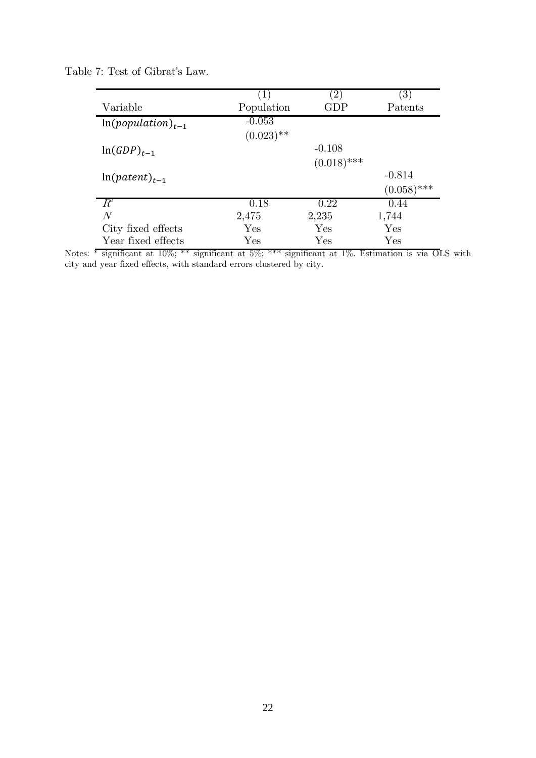Table 7: Test of Gibrat's Law.

| | (1) | (2) | (3) |
|---|---|---|---|
| Variable | Population | GDP | Patents |
| $\ln(population)_{t-1}$ | -0.053 | | |
| | (0.023)** | | |
| $\ln(GDP)_{t-1}$ | | -0.108 | |
| | | (0.018)*** | |
| $\ln(patent)_{t-1}$ | | | -0.814 |
| | | | (0.058)*** |
| $R^2$ | 0.18 | 0.22 | 0.44 |
| $N$ | 2,475 | 2,235 | 1,744 |
| City fixed effects | Yes | Yes | Yes |
| Year fixed effects | Yes | Yes | Yes |

Notes: * significant at 10%; ** significant at 5%; *** significant at 1%. Estimation is via OLS with city and year fixed effects, with standard errors clustered by city.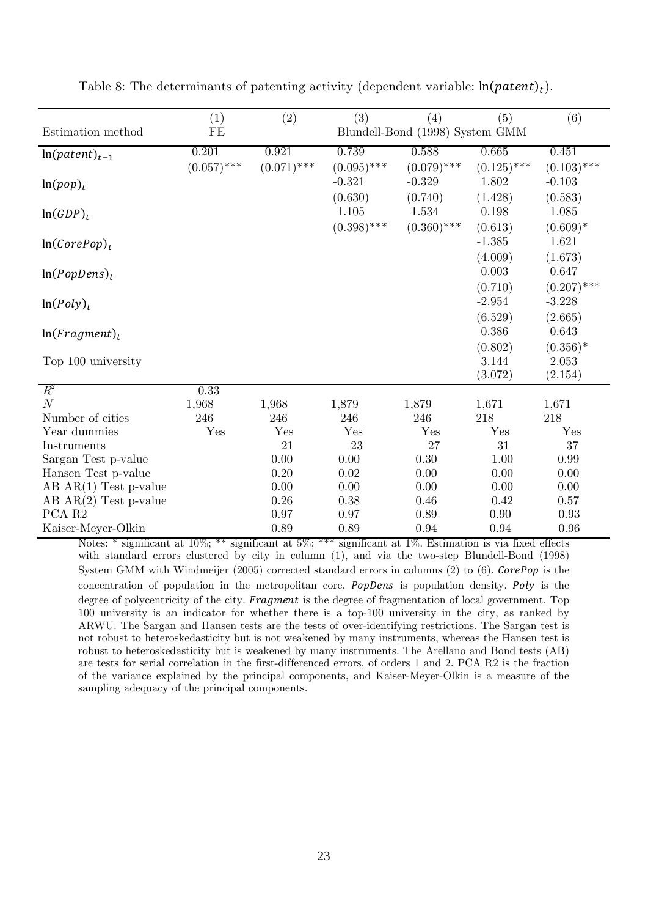Table 8: The determinants of patenting activity (dependent variable: $\ln(patent)_t$).

| | (1) | (2) | (3) | (4) | (5) | (6) |
|---|---|---|---|---|---|---|
| Estimation method | FE | Blundell-Bond (1998) System GMM | | | | |
| $\ln(patent)_{t-1}$ | 0.201 | 0.921 | 0.739 | 0.588 | 0.665 | 0.451 |
| | (0.057)*** | (0.071)*** | (0.095)*** | (0.079)*** | (0.125)*** | (0.103)*** |
| $\ln(pop)_t$ | | | -0.321 | -0.329 | 1.802 | -0.103 |
| | | | (0.630) | (0.740) | (1.428) | (0.583) |
| $\ln(GDP)_t$ | | | 1.105 | 1.534 | 0.198 | 1.085 |
| | | | (0.398)*** | (0.360)*** | (0.613) | (0.609)* |
| $\ln(CorePop)_t$ | | | | | -1.385 | 1.621 |
| | | | | | (4.009) | (1.673) |
| $\ln(PopDens)_t$ | | | | | 0.003 | 0.647 |
| | | | | | (0.710) | (0.207)*** |
| $\ln(Poly)_t$ | | | | | -2.954 | -3.228 |
| | | | | | (6.529) | (2.665) |
| $\ln(Fragment)_t$ | | | | | 0.386 | 0.643 |
| | | | | | (0.802) | (0.356)* |
| Top 100 university | | | | | 3.144 | 2.053 |
| | | | | | (3.072) | (2.154) |
| $R^2$ | 0.33 | | | | | |
| $N$ | 1,968 | 1,968 | 1,879 | 1,879 | 1,671 | 1,671 |
| Number of cities | 246 | 246 | 246 | 246 | 218 | 218 |
| Year dummies | Yes | Yes | Yes | Yes | Yes | Yes |
| Instruments | | 21 | 23 | 27 | 31 | 37 |
| Sargan Test p-value | | 0.00 | 0.00 | 0.30 | 1.00 | 0.99 |
| Hansen Test p-value | | 0.20 | 0.02 | 0.00 | 0.00 | 0.00 |
| AB AR(1) Test p-value | | 0.00 | 0.00 | 0.00 | 0.00 | 0.00 |
| AB AR(2) Test p-value | | 0.26 | 0.38 | 0.46 | 0.42 | 0.57 |
| PCA R2 | | 0.97 | 0.97 | 0.89 | 0.90 | 0.93 |
| Kaiser-Meyer-Olkin | | 0.89 | 0.89 | 0.94 | 0.94 | 0.96 |

Notes: * significant at 10%; ** significant at 5%; *** significant at 1%. Estimation is via fixed effects with standard errors clustered by city in column (1), and via the two-step Blundell-Bond (1998) System GMM with Windmeijer (2005) corrected standard errors in columns (2) to (6). *CorePop* is the concentration of population in the metropolitan core. *PopDens* is population density. *Poly* is the degree of polycentricity of the city. *Fragment* is the degree of fragmentation of local government. Top 100 university is an indicator for whether there is a top-100 university in the city, as ranked by ARWU. The Sargan and Hansen tests are the tests of over-identifying restrictions. The Sargan test is not robust to heteroskedasticity but is not weakened by many instruments, whereas the Hansen test is robust to heteroskedasticity but is weakened by many instruments. The Arellano and Bond tests (AB) are tests for serial correlation in the first-differenced errors, of orders 1 and 2. PCA R2 is the fraction of the variance explained by the principal components, and Kaiser-Meyer-Olkin is a measure of the sampling adequacy of the principal components.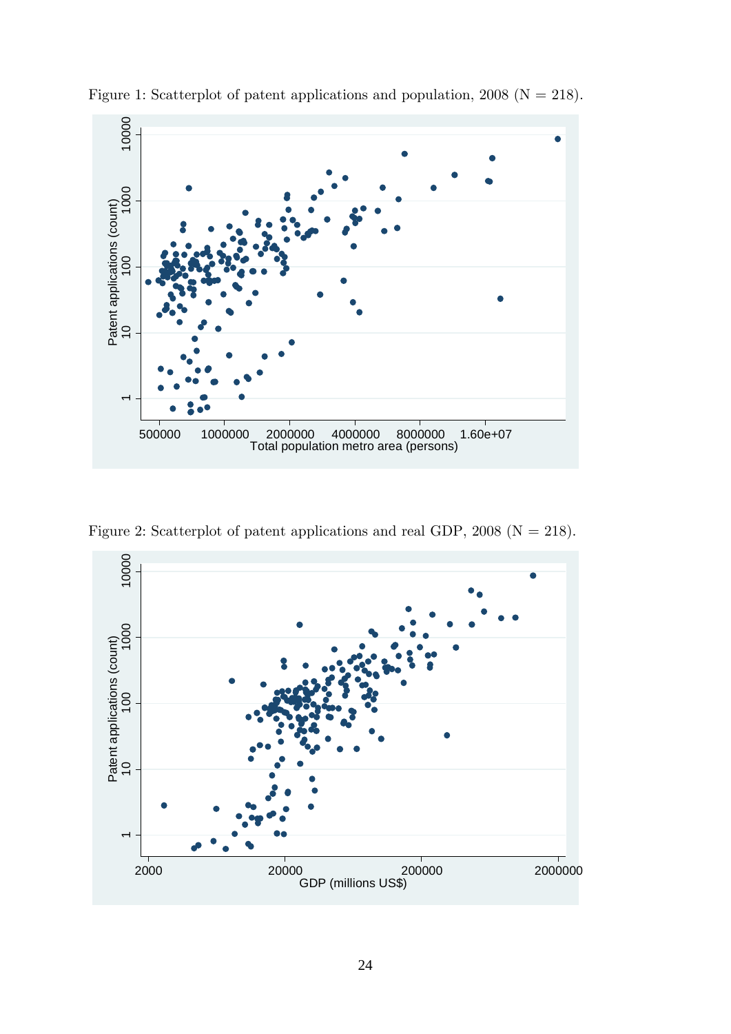Figure 1: Scatterplot of patent applications and population, 2008 (N = 218).

Figure 2: Scatterplot of patent applications and real GDP, 2008 (N = 218).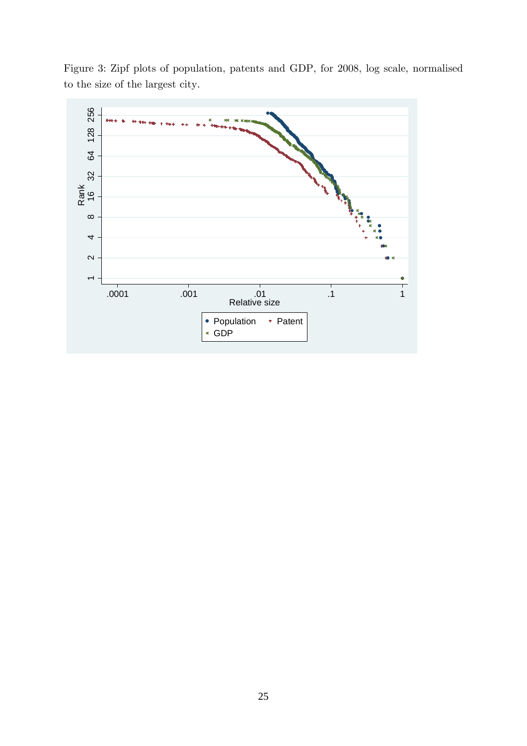Figure 3: Zipf plots of population, patents and GDP, for 2008, log scale, normalised to the size of the largest city.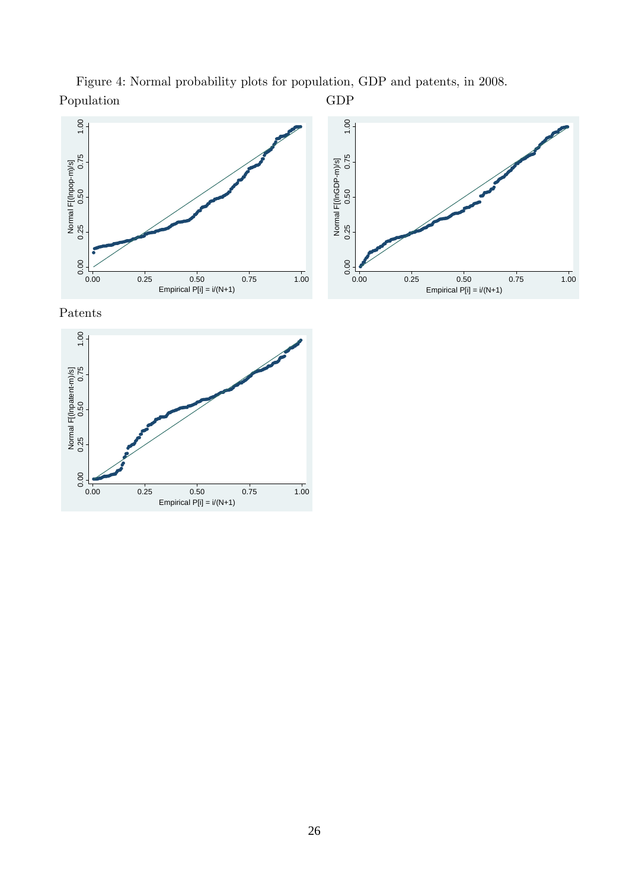Figure 4: Normal probability plots for population, GDP and patents, in 2008.

Population

GDP

Patents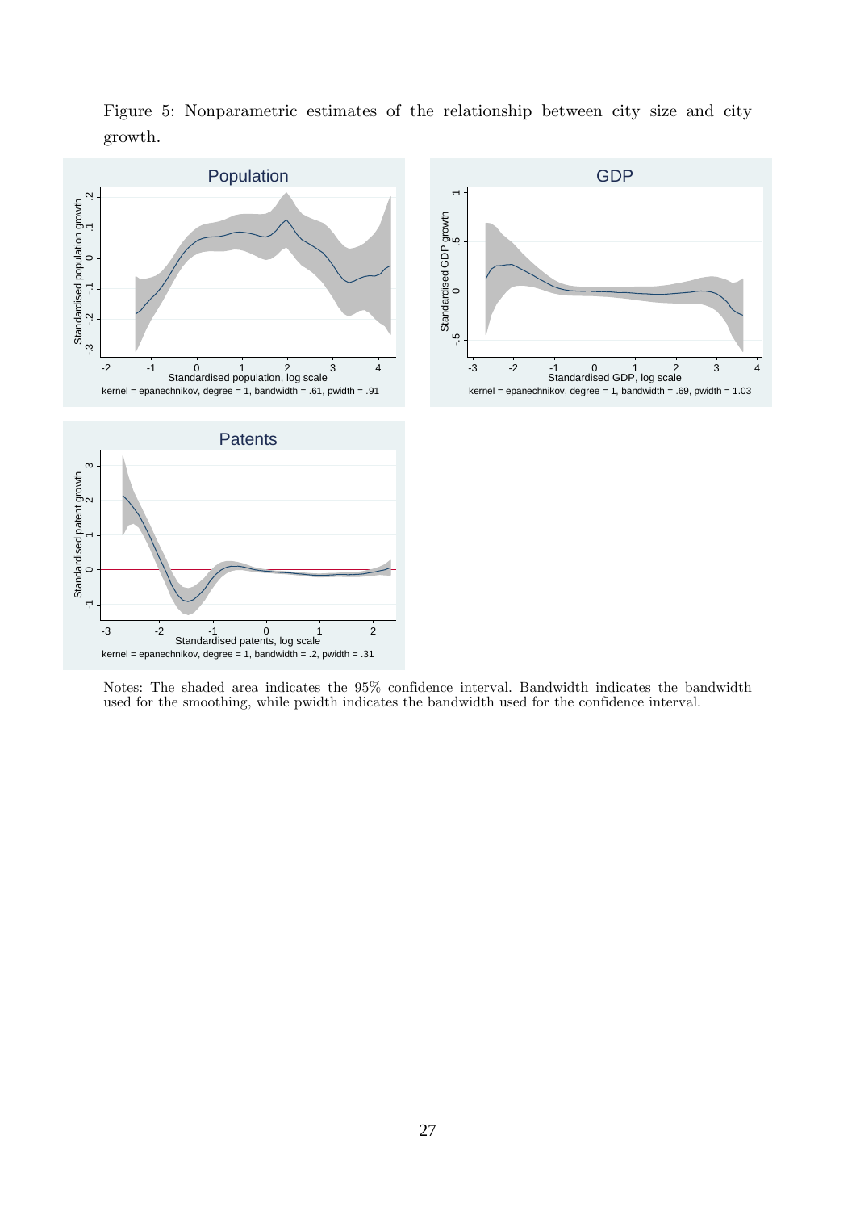Figure 5: Nonparametric estimates of the relationship between city size and city growth.

Population

Standardised population growth

-.3 -.2 -.1 0 .1 .2

-2 -1 0 1 2 3 4

Standardised population, log scale

kernel = epanechnikov, degree = 1, bandwidth = .61, pwidth = .91

GDP

Standardised GDP growth

-.5 0 .5 1

-3 -2 -1 0 1 2 3 4

Standardised GDP, log scale

kernel = epanechnikov, degree = 1, bandwidth = .69, pwidth = 1.03

Patents

Standardised patent growth

-1 0 1 2 3

-3 -2 -1 0 1 2

Standardised patents, log scale

kernel = epanechnikov, degree = 1, bandwidth = .2, pwidth = .31

Notes: The shaded area indicates the 95% confidence interval. Bandwidth indicates the bandwidth used for the smoothing, while pwidth indicates the bandwidth used for the confidence interval.